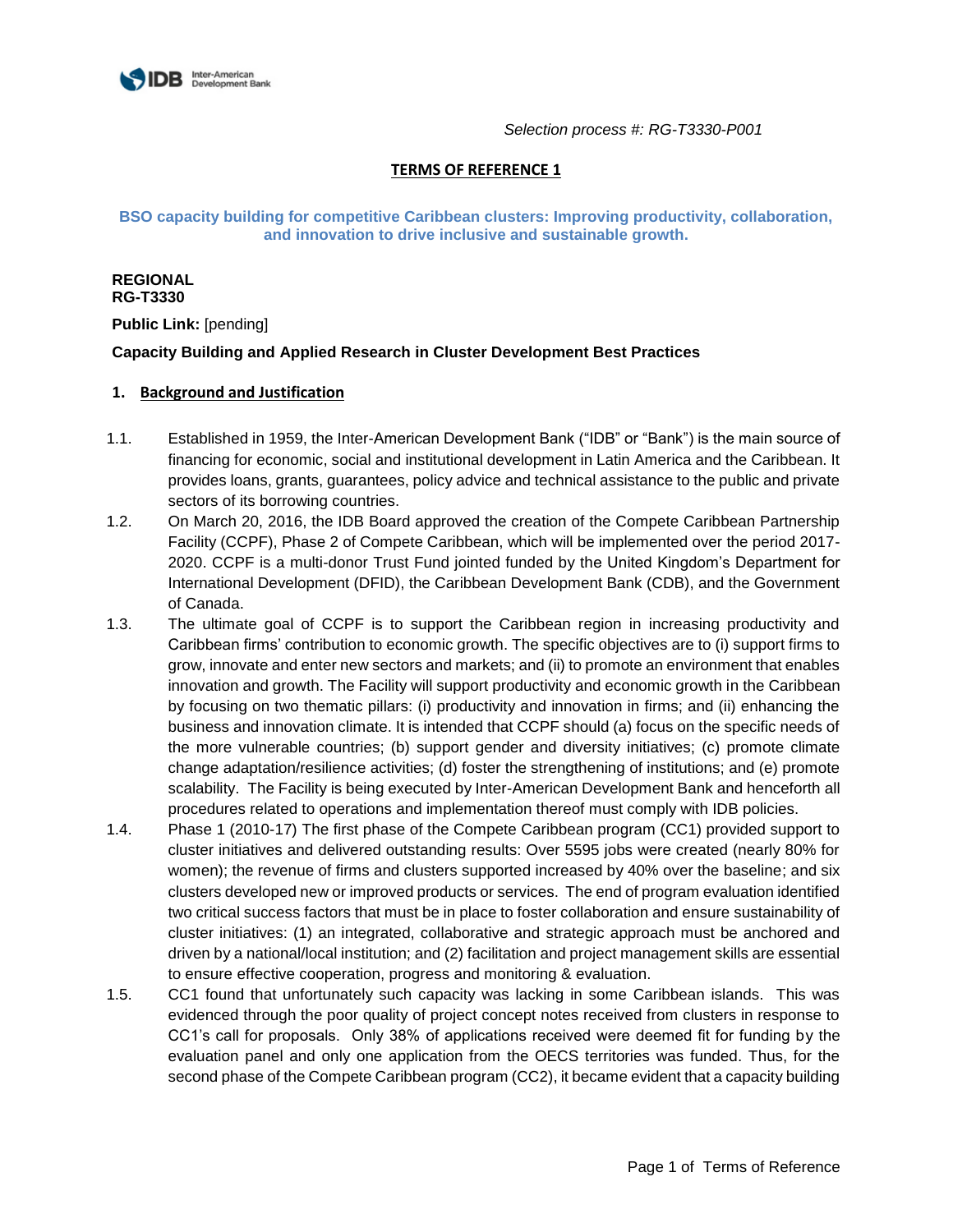*Selection process #: RG-T3330-P001*

**TERMS OF REFERENCE 1**

**BSO capacity building for competitive Caribbean clusters: Improving productivity, collaboration, and innovation to drive inclusive and sustainable growth.**

**REGIONAL**
**RG-T3330**

**Public Link:** [pending]

**Capacity Building and Applied Research in Cluster Development Best Practices**

## 1. Background and Justification

1.1. Established in 1959, the Inter-American Development Bank ("IDB" or "Bank") is the main source of financing for economic, social and institutional development in Latin America and the Caribbean. It provides loans, grants, guarantees, policy advice and technical assistance to the public and private sectors of its borrowing countries.

1.2. On March 20, 2016, the IDB Board approved the creation of the Compete Caribbean Partnership Facility (CCPF), Phase 2 of Compete Caribbean, which will be implemented over the period 2017-2020. CCPF is a multi-donor Trust Fund jointed funded by the United Kingdom's Department for International Development (DFID), the Caribbean Development Bank (CDB), and the Government of Canada.

1.3. The ultimate goal of CCPF is to support the Caribbean region in increasing productivity and Caribbean firms' contribution to economic growth. The specific objectives are to (i) support firms to grow, innovate and enter new sectors and markets; and (ii) to promote an environment that enables innovation and growth. The Facility will support productivity and economic growth in the Caribbean by focusing on two thematic pillars: (i) productivity and innovation in firms; and (ii) enhancing the business and innovation climate. It is intended that CCPF should (a) focus on the specific needs of the more vulnerable countries; (b) support gender and diversity initiatives; (c) promote climate change adaptation/resilience activities; (d) foster the strengthening of institutions; and (e) promote scalability. The Facility is being executed by Inter-American Development Bank and henceforth all procedures related to operations and implementation thereof must comply with IDB policies.

1.4. Phase 1 (2010-17) The first phase of the Compete Caribbean program (CC1) provided support to cluster initiatives and delivered outstanding results: Over 5595 jobs were created (nearly 80% for women); the revenue of firms and clusters supported increased by 40% over the baseline; and six clusters developed new or improved products or services. The end of program evaluation identified two critical success factors that must be in place to foster collaboration and ensure sustainability of cluster initiatives: (1) an integrated, collaborative and strategic approach must be anchored and driven by a national/local institution; and (2) facilitation and project management skills are essential to ensure effective cooperation, progress and monitoring & evaluation.

1.5. CC1 found that unfortunately such capacity was lacking in some Caribbean islands. This was evidenced through the poor quality of project concept notes received from clusters in response to CC1's call for proposals. Only 38% of applications received were deemed fit for funding by the evaluation panel and only one application from the OECS territories was funded. Thus, for the second phase of the Compete Caribbean program (CC2), it became evident that a capacity building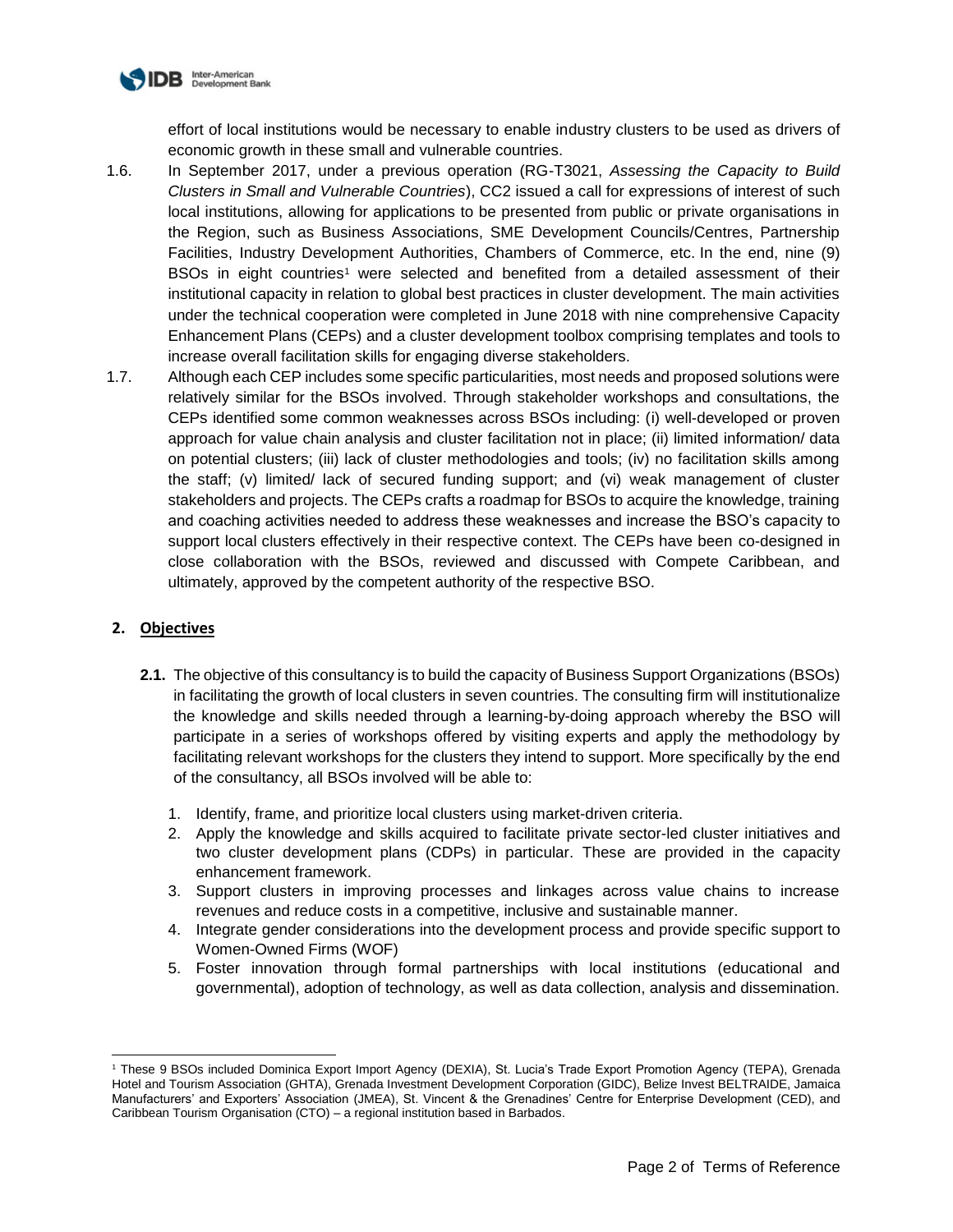effort of local institutions would be necessary to enable industry clusters to be used as drivers of economic growth in these small and vulnerable countries.

1.6. In September 2017, under a previous operation (RG-T3021, *Assessing the Capacity to Build Clusters in Small and Vulnerable Countries*), CC2 issued a call for expressions of interest of such local institutions, allowing for applications to be presented from public or private organisations in the Region, such as Business Associations, SME Development Councils/Centres, Partnership Facilities, Industry Development Authorities, Chambers of Commerce, etc. In the end, nine (9) BSOs in eight countries[1] were selected and benefited from a detailed assessment of their institutional capacity in relation to global best practices in cluster development. The main activities under the technical cooperation were completed in June 2018 with nine comprehensive Capacity Enhancement Plans (CEPs) and a cluster development toolbox comprising templates and tools to increase overall facilitation skills for engaging diverse stakeholders.

1.7. Although each CEP includes some specific particularities, most needs and proposed solutions were relatively similar for the BSOs involved. Through stakeholder workshops and consultations, the CEPs identified some common weaknesses across BSOs including: (i) well-developed or proven approach for value chain analysis and cluster facilitation not in place; (ii) limited information/ data on potential clusters; (iii) lack of cluster methodologies and tools; (iv) no facilitation skills among the staff; (v) limited/ lack of secured funding support; and (vi) weak management of cluster stakeholders and projects. The CEPs crafts a roadmap for BSOs to acquire the knowledge, training and coaching activities needed to address these weaknesses and increase the BSO's capacity to support local clusters effectively in their respective context. The CEPs have been co-designed in close collaboration with the BSOs, reviewed and discussed with Compete Caribbean, and ultimately, approved by the competent authority of the respective BSO.

## 2. Objectives

**2.1.** The objective of this consultancy is to build the capacity of Business Support Organizations (BSOs) in facilitating the growth of local clusters in seven countries. The consulting firm will institutionalize the knowledge and skills needed through a learning-by-doing approach whereby the BSO will participate in a series of workshops offered by visiting experts and apply the methodology by facilitating relevant workshops for the clusters they intend to support. More specifically by the end of the consultancy, all BSOs involved will be able to:

1. Identify, frame, and prioritize local clusters using market-driven criteria.
2. Apply the knowledge and skills acquired to facilitate private sector-led cluster initiatives and two cluster development plans (CDPs) in particular. These are provided in the capacity enhancement framework.
3. Support clusters in improving processes and linkages across value chains to increase revenues and reduce costs in a competitive, inclusive and sustainable manner.
4. Integrate gender considerations into the development process and provide specific support to Women-Owned Firms (WOF)
5. Foster innovation through formal partnerships with local institutions (educational and governmental), adoption of technology, as well as data collection, analysis and dissemination.

[1] These 9 BSOs included Dominica Export Import Agency (DEXIA), St. Lucia's Trade Export Promotion Agency (TEPA), Grenada Hotel and Tourism Association (GHTA), Grenada Investment Development Corporation (GIDC), Belize Invest BELTRAIDE, Jamaica Manufacturers' and Exporters' Association (JMEA), St. Vincent & the Grenadines' Centre for Enterprise Development (CED), and Caribbean Tourism Organisation (CTO) – a regional institution based in Barbados.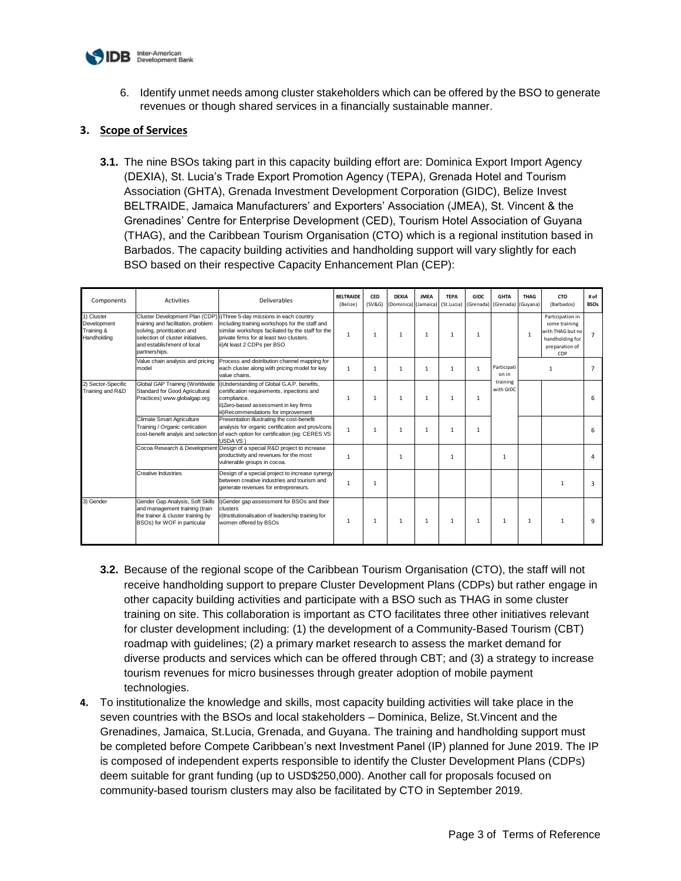6. Identify unmet needs among cluster stakeholders which can be offered by the BSO to generate revenues or though shared services in a financially sustainable manner.

### 3. Scope of Services

**3.1.** The nine BSOs taking part in this capacity building effort are: Dominica Export Import Agency (DEXIA), St. Lucia's Trade Export Promotion Agency (TEPA), Grenada Hotel and Tourism Association (GHTA), Grenada Investment Development Corporation (GIDC), Belize Invest BELTRAIDE, Jamaica Manufacturers' and Exporters' Association (JMEA), St. Vincent & the Grenadines' Centre for Enterprise Development (CED), Tourism Hotel Association of Guyana (THAG), and the Caribbean Tourism Organisation (CTO) which is a regional institution based in Barbados. The capacity building activities and handholding support will vary slightly for each BSO based on their respective Capacity Enhancement Plan (CEP):

| Components | Activities | Deliverables | BELTRAIDE (Belize) | CED (SV&G) | DEXIA (Dominica) | JMEA (Jamaica) | TEPA (St.Lucia) | GIDC (Grenada) | GHTA (Grenada) | THAG (Guyana) | CTO (Barbados) | # of BSOs |
|---|---|---|---|---|---|---|---|---|---|---|---|---|
| 1) Cluster Development Training & Handholding | Cluster Development Plan (CDP) training and facilitation, problem solving, prioritisation and selection of cluster initiatives, and establishment of local partnerships. | i)Three 5-day missions in each country including training workshops for the staff and similar workshops faciliated by the staff for the private firms for at least two clusters. ii)At least 2 CDPs per BSO | 1 | 1 | 1 | 1 | 1 | 1 | | 1 | Participation in some training with THAG but no handholding for preparation of CDP | 7 |
| | Value chain analysis and pricing model | Process and distribution channel mapping for each cluster along with pricing model for key value chains. | 1 | 1 | 1 | 1 | 1 | 1 | Participation in training with GIDC | 1 | | 7 |
| 2) Sector-Specific Training and R&D | Global GAP Training (Worldwide Standard for Good Agricultural Practices) www.globalgap.org | i)Understanding of Global G.A.P. benefits, certification requirements, inpections and compliance. ii)Zero-based assessment in key firms iii)Recommendations for improvement | 1 | 1 | 1 | 1 | 1 | 1 | | | | 6 |
| | Climate Smart Agriculture Training / Organic certication cost-benefit analysis and selection | Presentation illustrating the cost-benefit analysis for organic certification and pros/cons of each option for certification (eg: CERES VS USDA VS ) | 1 | 1 | 1 | 1 | 1 | 1 | | | | 6 |
| | Cocoa Research & Development | Design of a special R&D project to increase productivity and revenues for the most vulnerable groups in cocoa. | 1 | | 1 | | 1 | | 1 | | | 4 |
| | Creative Industries | Design of a special project to increase synergy between creative industries and tourism and generate revenues for entrepreneurs. | 1 | 1 | | | | | | | 1 | 3 |
| 3) Gender | Gender Gap Analysis, Soft Skills and management training (train the trainer & cluster training by BSOs) for WOF in particular | i)Gender gap assessment for BSOs and their clusters ii)Institutionalisation of leadership training for women offered by BSOs | 1 | 1 | 1 | 1 | 1 | 1 | 1 | 1 | 1 | 9 |

**3.2.** Because of the regional scope of the Caribbean Tourism Organisation (CTO), the staff will not receive handholding support to prepare Cluster Development Plans (CDPs) but rather engage in other capacity building activities and participate with a BSO such as THAG in some cluster training on site. This collaboration is important as CTO facilitates three other initiatives relevant for cluster development including: (1) the development of a Community-Based Tourism (CBT) roadmap with guidelines; (2) a primary market research to assess the market demand for diverse products and services which can be offered through CBT; and (3) a strategy to increase tourism revenues for micro businesses through greater adoption of mobile payment technologies.

**4.** To institutionalize the knowledge and skills, most capacity building activities will take place in the seven countries with the BSOs and local stakeholders – Dominica, Belize, St.Vincent and the Grenadines, Jamaica, St.Lucia, Grenada, and Guyana. The training and handholding support must be completed before Compete Caribbean's next Investment Panel (IP) planned for June 2019. The IP is composed of independent experts responsible to identify the Cluster Development Plans (CDPs) deem suitable for grant funding (up to USD$250,000). Another call for proposals focused on community-based tourism clusters may also be facilitated by CTO in September 2019.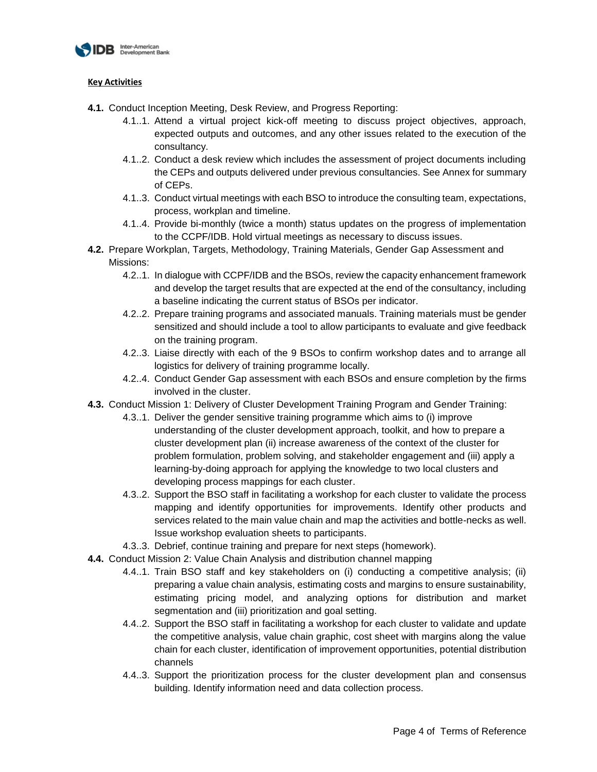**Key Activities**

**4.1.** Conduct Inception Meeting, Desk Review, and Progress Reporting:

4.1..1. Attend a virtual project kick-off meeting to discuss project objectives, approach, expected outputs and outcomes, and any other issues related to the execution of the consultancy.

4.1..2. Conduct a desk review which includes the assessment of project documents including the CEPs and outputs delivered under previous consultancies. See Annex for summary of CEPs.

4.1..3. Conduct virtual meetings with each BSO to introduce the consulting team, expectations, process, workplan and timeline.

4.1..4. Provide bi-monthly (twice a month) status updates on the progress of implementation to the CCPF/IDB. Hold virtual meetings as necessary to discuss issues.

**4.2.** Prepare Workplan, Targets, Methodology, Training Materials, Gender Gap Assessment and Missions:

4.2..1. In dialogue with CCPF/IDB and the BSOs, review the capacity enhancement framework and develop the target results that are expected at the end of the consultancy, including a baseline indicating the current status of BSOs per indicator.

4.2..2. Prepare training programs and associated manuals. Training materials must be gender sensitized and should include a tool to allow participants to evaluate and give feedback on the training program.

4.2..3. Liaise directly with each of the 9 BSOs to confirm workshop dates and to arrange all logistics for delivery of training programme locally.

4.2..4. Conduct Gender Gap assessment with each BSOs and ensure completion by the firms involved in the cluster.

**4.3.** Conduct Mission 1: Delivery of Cluster Development Training Program and Gender Training:

4.3..1. Deliver the gender sensitive training programme which aims to (i) improve understanding of the cluster development approach, toolkit, and how to prepare a cluster development plan (ii) increase awareness of the context of the cluster for problem formulation, problem solving, and stakeholder engagement and (iii) apply a learning-by-doing approach for applying the knowledge to two local clusters and developing process mappings for each cluster.

4.3..2. Support the BSO staff in facilitating a workshop for each cluster to validate the process mapping and identify opportunities for improvements. Identify other products and services related to the main value chain and map the activities and bottle-necks as well. Issue workshop evaluation sheets to participants.

4.3..3. Debrief, continue training and prepare for next steps (homework).

**4.4.** Conduct Mission 2: Value Chain Analysis and distribution channel mapping

4.4..1. Train BSO staff and key stakeholders on (i) conducting a competitive analysis; (ii) preparing a value chain analysis, estimating costs and margins to ensure sustainability, estimating pricing model, and analyzing options for distribution and market segmentation and (iii) prioritization and goal setting.

4.4..2. Support the BSO staff in facilitating a workshop for each cluster to validate and update the competitive analysis, value chain graphic, cost sheet with margins along the value chain for each cluster, identification of improvement opportunities, potential distribution channels

4.4..3. Support the prioritization process for the cluster development plan and consensus building. Identify information need and data collection process.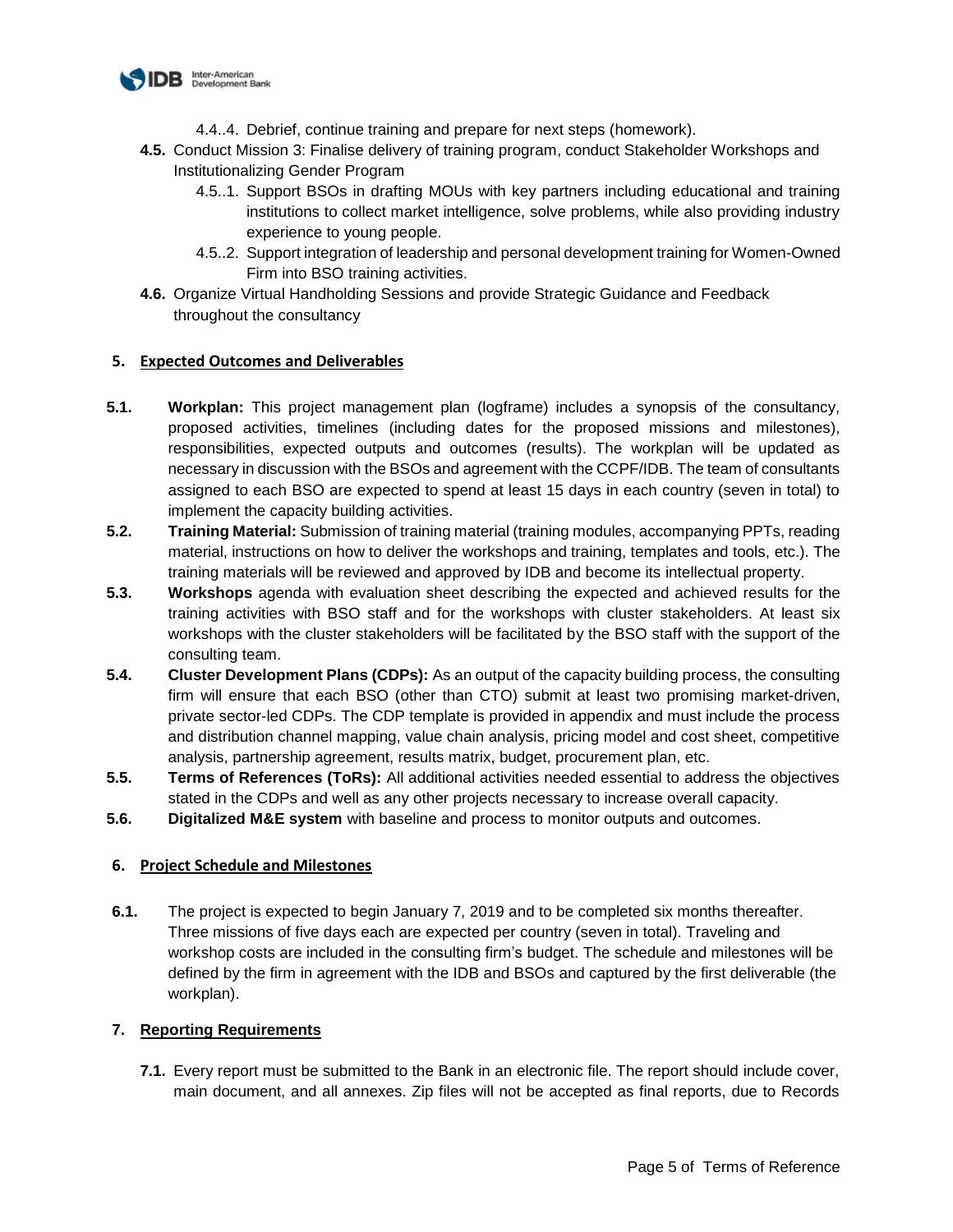4.4..4. Debrief, continue training and prepare for next steps (homework).

**4.5.** Conduct Mission 3: Finalise delivery of training program, conduct Stakeholder Workshops and Institutionalizing Gender Program

4.5..1. Support BSOs in drafting MOUs with key partners including educational and training institutions to collect market intelligence, solve problems, while also providing industry experience to young people.

4.5..2. Support integration of leadership and personal development training for Women-Owned Firm into BSO training activities.

**4.6.** Organize Virtual Handholding Sessions and provide Strategic Guidance and Feedback throughout the consultancy

## 5. Expected Outcomes and Deliverables

**5.1.** **Workplan:** This project management plan (logframe) includes a synopsis of the consultancy, proposed activities, timelines (including dates for the proposed missions and milestones), responsibilities, expected outputs and outcomes (results). The workplan will be updated as necessary in discussion with the BSOs and agreement with the CCPF/IDB. The team of consultants assigned to each BSO are expected to spend at least 15 days in each country (seven in total) to implement the capacity building activities.

**5.2.** **Training Material:** Submission of training material (training modules, accompanying PPTs, reading material, instructions on how to deliver the workshops and training, templates and tools, etc.). The training materials will be reviewed and approved by IDB and become its intellectual property.

**5.3.** **Workshops** agenda with evaluation sheet describing the expected and achieved results for the training activities with BSO staff and for the workshops with cluster stakeholders. At least six workshops with the cluster stakeholders will be facilitated by the BSO staff with the support of the consulting team.

**5.4.** **Cluster Development Plans (CDPs):** As an output of the capacity building process, the consulting firm will ensure that each BSO (other than CTO) submit at least two promising market-driven, private sector-led CDPs. The CDP template is provided in appendix and must include the process and distribution channel mapping, value chain analysis, pricing model and cost sheet, competitive analysis, partnership agreement, results matrix, budget, procurement plan, etc.

**5.5.** **Terms of References (ToRs):** All additional activities needed essential to address the objectives stated in the CDPs and well as any other projects necessary to increase overall capacity.

**5.6.** **Digitalized M&E system** with baseline and process to monitor outputs and outcomes.

## 6. Project Schedule and Milestones

**6.1.** The project is expected to begin January 7, 2019 and to be completed six months thereafter. Three missions of five days each are expected per country (seven in total). Traveling and workshop costs are included in the consulting firm's budget. The schedule and milestones will be defined by the firm in agreement with the IDB and BSOs and captured by the first deliverable (the workplan).

## 7. Reporting Requirements

**7.1.** Every report must be submitted to the Bank in an electronic file. The report should include cover, main document, and all annexes. Zip files will not be accepted as final reports, due to Records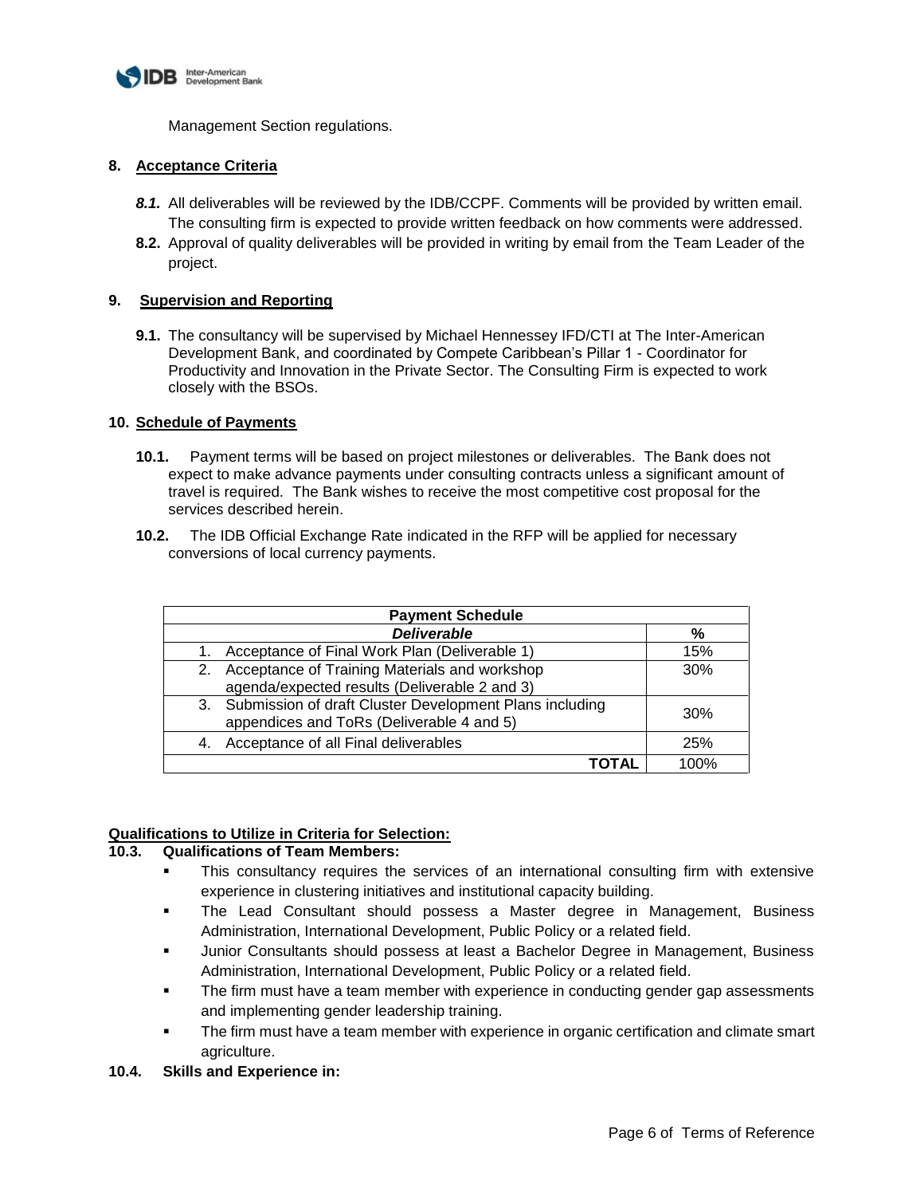Management Section regulations.

## 8. Acceptance Criteria

***8.1.*** All deliverables will be reviewed by the IDB/CCPF. Comments will be provided by written email. The consulting firm is expected to provide written feedback on how comments were addressed.

**8.2.** Approval of quality deliverables will be provided in writing by email from the Team Leader of the project.

## 9. Supervision and Reporting

**9.1.** The consultancy will be supervised by Michael Hennessey IFD/CTI at The Inter-American Development Bank, and coordinated by Compete Caribbean's Pillar 1 - Coordinator for Productivity and Innovation in the Private Sector. The Consulting Firm is expected to work closely with the BSOs.

## 10. Schedule of Payments

**10.1.** Payment terms will be based on project milestones or deliverables. The Bank does not expect to make advance payments under consulting contracts unless a significant amount of travel is required. The Bank wishes to receive the most competitive cost proposal for the services described herein.

**10.2.** The IDB Official Exchange Rate indicated in the RFP will be applied for necessary conversions of local currency payments.

| Payment Schedule | |
|---|---|
| ***Deliverable*** | **%** |
| 1. Acceptance of Final Work Plan (Deliverable 1) | 15% |
| 2. Acceptance of Training Materials and workshop agenda/expected results (Deliverable 2 and 3) | 30% |
| 3. Submission of draft Cluster Development Plans including appendices and ToRs (Deliverable 4 and 5) | 30% |
| 4. Acceptance of all Final deliverables | 25% |
| **TOTAL** | 100% |

**Qualifications to Utilize in Criteria for Selection:**

**10.3. Qualifications of Team Members:**

- This consultancy requires the services of an international consulting firm with extensive experience in clustering initiatives and institutional capacity building.
- The Lead Consultant should possess a Master degree in Management, Business Administration, International Development, Public Policy or a related field.
- Junior Consultants should possess at least a Bachelor Degree in Management, Business Administration, International Development, Public Policy or a related field.
- The firm must have a team member with experience in conducting gender gap assessments and implementing gender leadership training.
- The firm must have a team member with experience in organic certification and climate smart agriculture.

**10.4. Skills and Experience in:**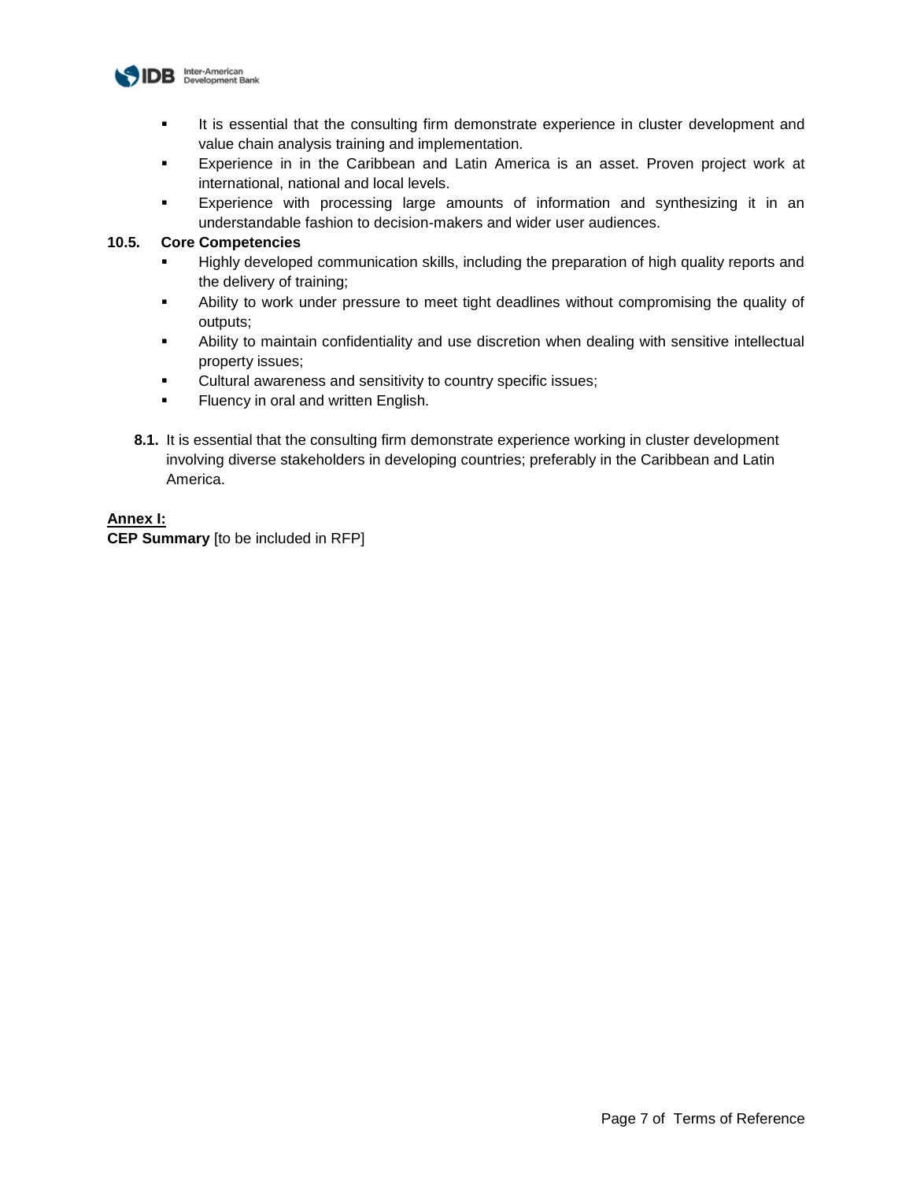- It is essential that the consulting firm demonstrate experience in cluster development and value chain analysis training and implementation.
- Experience in in the Caribbean and Latin America is an asset. Proven project work at international, national and local levels.
- Experience with processing large amounts of information and synthesizing it in an understandable fashion to decision-makers and wider user audiences.

**10.5. Core Competencies**

- Highly developed communication skills, including the preparation of high quality reports and the delivery of training;
- Ability to work under pressure to meet tight deadlines without compromising the quality of outputs;
- Ability to maintain confidentiality and use discretion when dealing with sensitive intellectual property issues;
- Cultural awareness and sensitivity to country specific issues;
- Fluency in oral and written English.

**8.1.** It is essential that the consulting firm demonstrate experience working in cluster development involving diverse stakeholders in developing countries; preferably in the Caribbean and Latin America.

**Annex I:**

**CEP Summary** [to be included in RFP]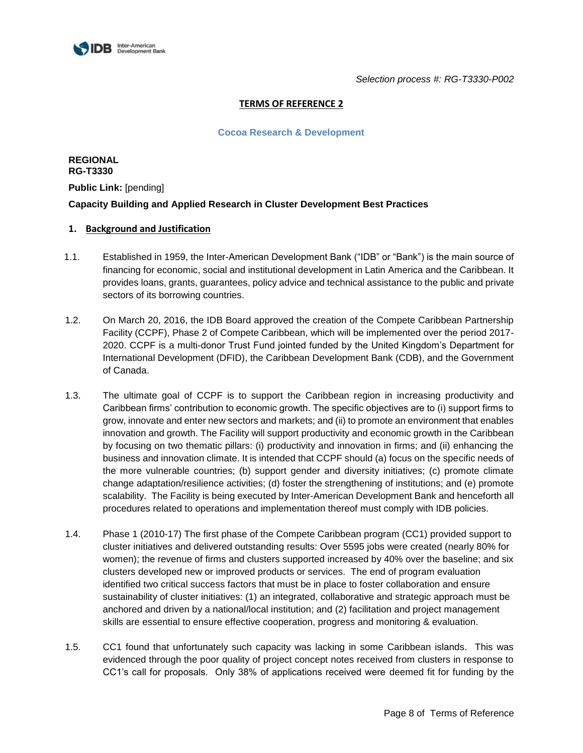*Selection process #: RG-T3330-P002*

**TERMS OF REFERENCE 2**

**Cocoa Research & Development**

**REGIONAL**
**RG-T3330**

**Public Link:** [pending]

**Capacity Building and Applied Research in Cluster Development Best Practices**

## 1. Background and Justification

1.1. Established in 1959, the Inter-American Development Bank ("IDB" or "Bank") is the main source of financing for economic, social and institutional development in Latin America and the Caribbean. It provides loans, grants, guarantees, policy advice and technical assistance to the public and private sectors of its borrowing countries.

1.2. On March 20, 2016, the IDB Board approved the creation of the Compete Caribbean Partnership Facility (CCPF), Phase 2 of Compete Caribbean, which will be implemented over the period 2017-2020. CCPF is a multi-donor Trust Fund jointed funded by the United Kingdom's Department for International Development (DFID), the Caribbean Development Bank (CDB), and the Government of Canada.

1.3. The ultimate goal of CCPF is to support the Caribbean region in increasing productivity and Caribbean firms' contribution to economic growth. The specific objectives are to (i) support firms to grow, innovate and enter new sectors and markets; and (ii) to promote an environment that enables innovation and growth. The Facility will support productivity and economic growth in the Caribbean by focusing on two thematic pillars: (i) productivity and innovation in firms; and (ii) enhancing the business and innovation climate. It is intended that CCPF should (a) focus on the specific needs of the more vulnerable countries; (b) support gender and diversity initiatives; (c) promote climate change adaptation/resilience activities; (d) foster the strengthening of institutions; and (e) promote scalability. The Facility is being executed by Inter-American Development Bank and henceforth all procedures related to operations and implementation thereof must comply with IDB policies.

1.4. Phase 1 (2010-17) The first phase of the Compete Caribbean program (CC1) provided support to cluster initiatives and delivered outstanding results: Over 5595 jobs were created (nearly 80% for women); the revenue of firms and clusters supported increased by 40% over the baseline; and six clusters developed new or improved products or services. The end of program evaluation identified two critical success factors that must be in place to foster collaboration and ensure sustainability of cluster initiatives: (1) an integrated, collaborative and strategic approach must be anchored and driven by a national/local institution; and (2) facilitation and project management skills are essential to ensure effective cooperation, progress and monitoring & evaluation.

1.5. CC1 found that unfortunately such capacity was lacking in some Caribbean islands. This was evidenced through the poor quality of project concept notes received from clusters in response to CC1's call for proposals. Only 38% of applications received were deemed fit for funding by the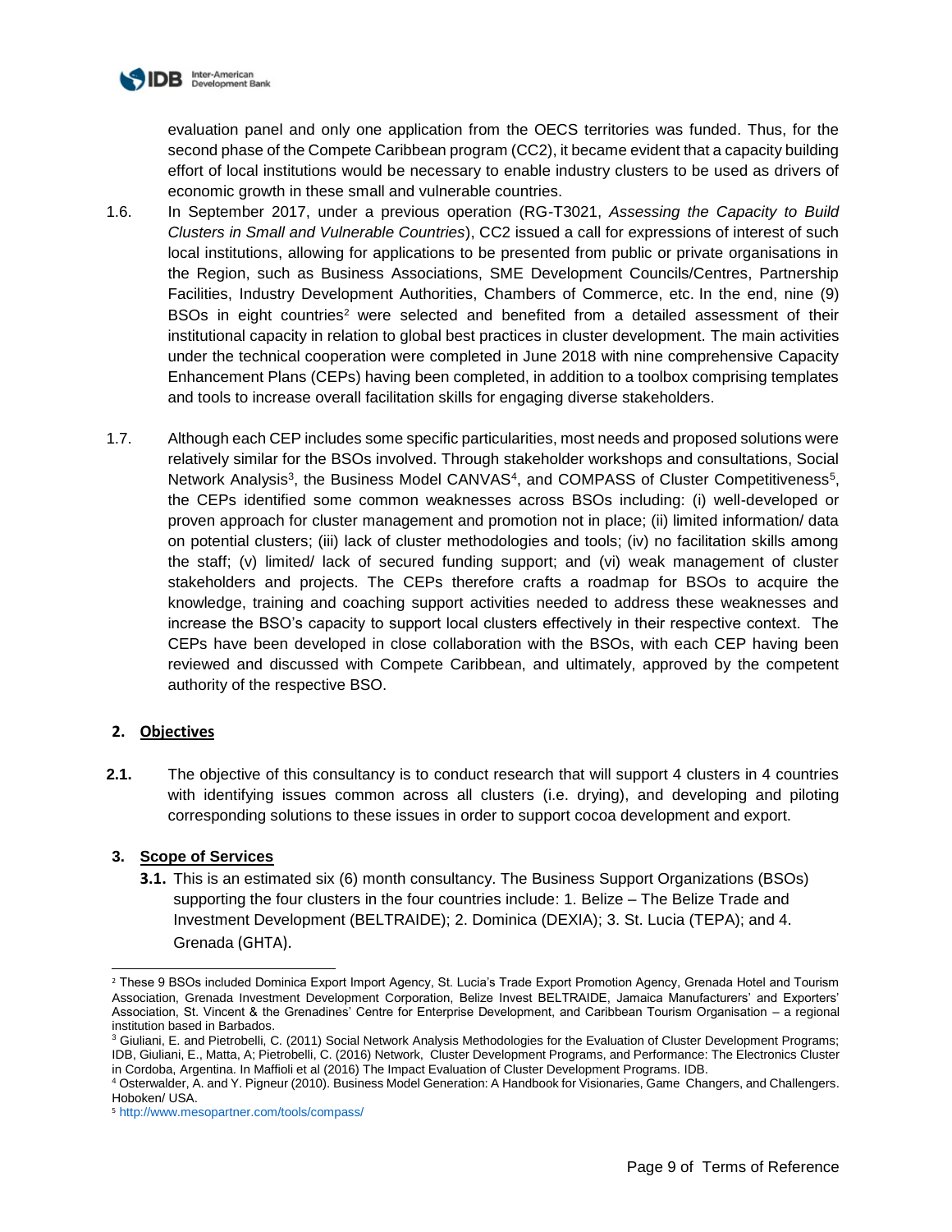evaluation panel and only one application from the OECS territories was funded. Thus, for the second phase of the Compete Caribbean program (CC2), it became evident that a capacity building effort of local institutions would be necessary to enable industry clusters to be used as drivers of economic growth in these small and vulnerable countries.

1.6. In September 2017, under a previous operation (RG-T3021, *Assessing the Capacity to Build Clusters in Small and Vulnerable Countries*), CC2 issued a call for expressions of interest of such local institutions, allowing for applications to be presented from public or private organisations in the Region, such as Business Associations, SME Development Councils/Centres, Partnership Facilities, Industry Development Authorities, Chambers of Commerce, etc. In the end, nine (9) BSOs in eight countries[2] were selected and benefited from a detailed assessment of their institutional capacity in relation to global best practices in cluster development. The main activities under the technical cooperation were completed in June 2018 with nine comprehensive Capacity Enhancement Plans (CEPs) having been completed, in addition to a toolbox comprising templates and tools to increase overall facilitation skills for engaging diverse stakeholders.

1.7. Although each CEP includes some specific particularities, most needs and proposed solutions were relatively similar for the BSOs involved. Through stakeholder workshops and consultations, Social Network Analysis[3], the Business Model CANVAS[4], and COMPASS of Cluster Competitiveness[5], the CEPs identified some common weaknesses across BSOs including: (i) well-developed or proven approach for cluster management and promotion not in place; (ii) limited information/ data on potential clusters; (iii) lack of cluster methodologies and tools; (iv) no facilitation skills among the staff; (v) limited/ lack of secured funding support; and (vi) weak management of cluster stakeholders and projects. The CEPs therefore crafts a roadmap for BSOs to acquire the knowledge, training and coaching support activities needed to address these weaknesses and increase the BSO's capacity to support local clusters effectively in their respective context. The CEPs have been developed in close collaboration with the BSOs, with each CEP having been reviewed and discussed with Compete Caribbean, and ultimately, approved by the competent authority of the respective BSO.

## 2. Objectives

**2.1.** The objective of this consultancy is to conduct research that will support 4 clusters in 4 countries with identifying issues common across all clusters (i.e. drying), and developing and piloting corresponding solutions to these issues in order to support cocoa development and export.

## 3. Scope of Services

**3.1.** This is an estimated six (6) month consultancy. The Business Support Organizations (BSOs) supporting the four clusters in the four countries include: 1. Belize – The Belize Trade and Investment Development (BELTRAIDE); 2. Dominica (DEXIA); 3. St. Lucia (TEPA); and 4. Grenada (GHTA).

---

[2] These 9 BSOs included Dominica Export Import Agency, St. Lucia's Trade Export Promotion Agency, Grenada Hotel and Tourism Association, Grenada Investment Development Corporation, Belize Invest BELTRAIDE, Jamaica Manufacturers' and Exporters' Association, St. Vincent & the Grenadines' Centre for Enterprise Development, and Caribbean Tourism Organisation – a regional institution based in Barbados.

[3] Giuliani, E. and Pietrobelli, C. (2011) Social Network Analysis Methodologies for the Evaluation of Cluster Development Programs; IDB, Giuliani, E., Matta, A; Pietrobelli, C. (2016) Network, Cluster Development Programs, and Performance: The Electronics Cluster in Cordoba, Argentina. In Maffioli et al (2016) The Impact Evaluation of Cluster Development Programs. IDB.

[4] Osterwalder, A. and Y. Pigneur (2010). Business Model Generation: A Handbook for Visionaries, Game Changers, and Challengers. Hoboken/ USA.

[5] http://www.mesopartner.com/tools/compass/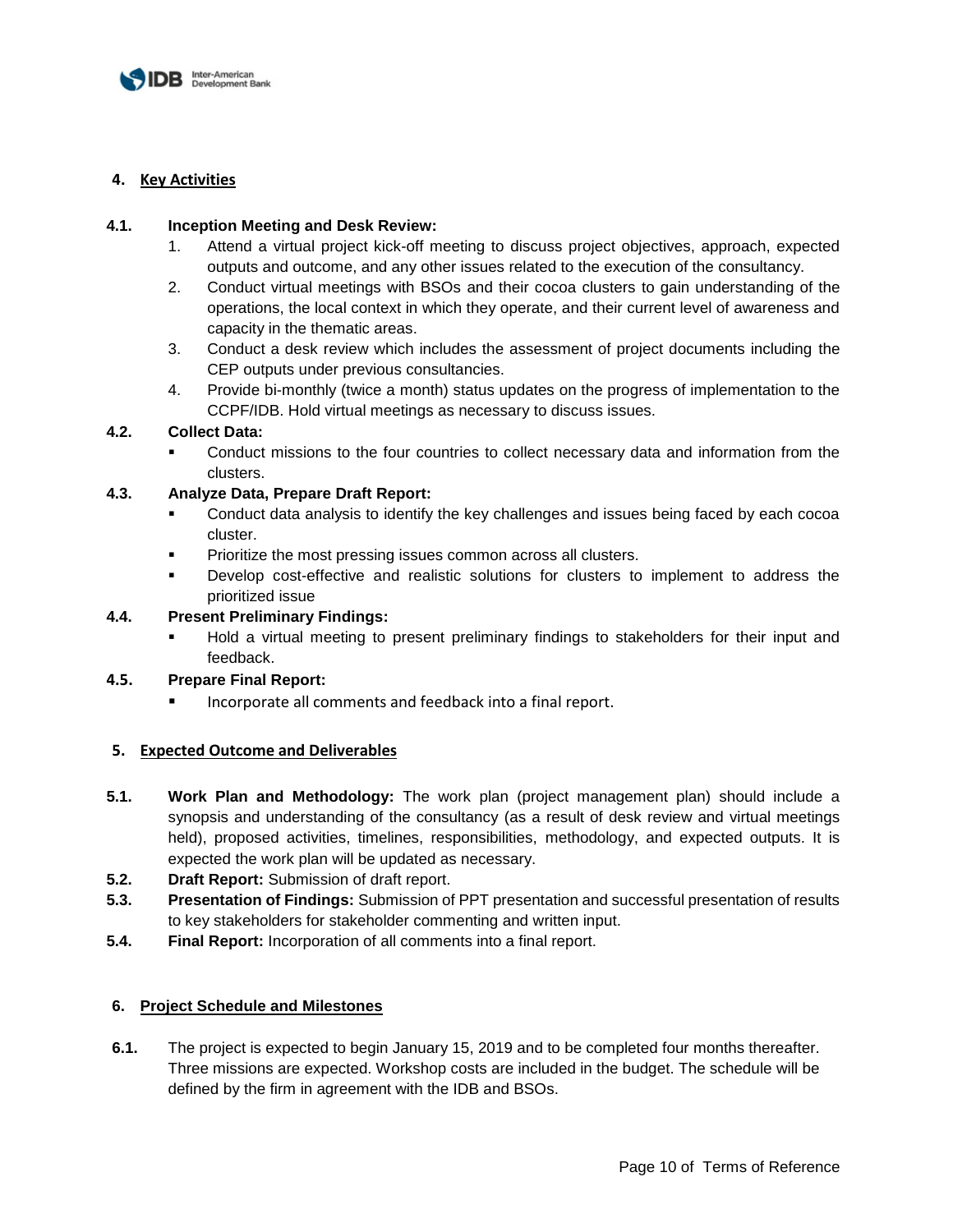## 4. Key Activities

**4.1. Inception Meeting and Desk Review:**

1. Attend a virtual project kick-off meeting to discuss project objectives, approach, expected outputs and outcome, and any other issues related to the execution of the consultancy.
2. Conduct virtual meetings with BSOs and their cocoa clusters to gain understanding of the operations, the local context in which they operate, and their current level of awareness and capacity in the thematic areas.
3. Conduct a desk review which includes the assessment of project documents including the CEP outputs under previous consultancies.
4. Provide bi-monthly (twice a month) status updates on the progress of implementation to the CCPF/IDB. Hold virtual meetings as necessary to discuss issues.

**4.2. Collect Data:**

- Conduct missions to the four countries to collect necessary data and information from the clusters.

**4.3. Analyze Data, Prepare Draft Report:**

- Conduct data analysis to identify the key challenges and issues being faced by each cocoa cluster.
- Prioritize the most pressing issues common across all clusters.
- Develop cost-effective and realistic solutions for clusters to implement to address the prioritized issue

**4.4. Present Preliminary Findings:**

- Hold a virtual meeting to present preliminary findings to stakeholders for their input and feedback.

**4.5. Prepare Final Report:**

- Incorporate all comments and feedback into a final report.

## 5. Expected Outcome and Deliverables

**5.1. Work Plan and Methodology:** The work plan (project management plan) should include a synopsis and understanding of the consultancy (as a result of desk review and virtual meetings held), proposed activities, timelines, responsibilities, methodology, and expected outputs. It is expected the work plan will be updated as necessary.

**5.2. Draft Report:** Submission of draft report.

**5.3. Presentation of Findings:** Submission of PPT presentation and successful presentation of results to key stakeholders for stakeholder commenting and written input.

**5.4. Final Report:** Incorporation of all comments into a final report.

## 6. Project Schedule and Milestones

**6.1.** The project is expected to begin January 15, 2019 and to be completed four months thereafter. Three missions are expected. Workshop costs are included in the budget. The schedule will be defined by the firm in agreement with the IDB and BSOs.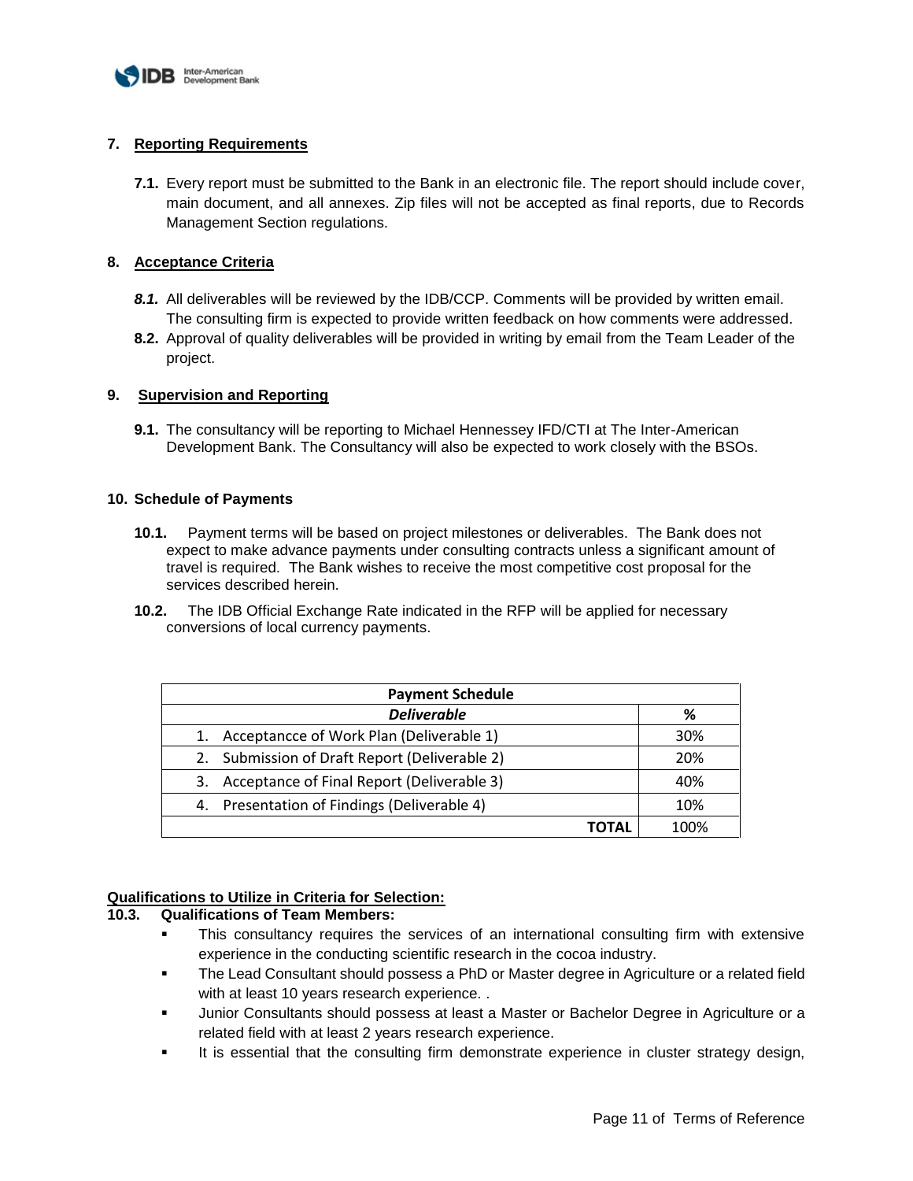## 7. Reporting Requirements

**7.1.** Every report must be submitted to the Bank in an electronic file. The report should include cover, main document, and all annexes. Zip files will not be accepted as final reports, due to Records Management Section regulations.

## 8. Acceptance Criteria

***8.1.*** All deliverables will be reviewed by the IDB/CCP. Comments will be provided by written email. The consulting firm is expected to provide written feedback on how comments were addressed.

**8.2.** Approval of quality deliverables will be provided in writing by email from the Team Leader of the project.

## 9. Supervision and Reporting

**9.1.** The consultancy will be reporting to Michael Hennessey IFD/CTI at The Inter-American Development Bank. The Consultancy will also be expected to work closely with the BSOs.

## 10. Schedule of Payments

**10.1.** Payment terms will be based on project milestones or deliverables. The Bank does not expect to make advance payments under consulting contracts unless a significant amount of travel is required. The Bank wishes to receive the most competitive cost proposal for the services described herein.

**10.2.** The IDB Official Exchange Rate indicated in the RFP will be applied for necessary conversions of local currency payments.

| Payment Schedule | |
|---|---|
| ***Deliverable*** | **%** |
| 1. Acceptancce of Work Plan (Deliverable 1) | 30% |
| 2. Submission of Draft Report (Deliverable 2) | 20% |
| 3. Acceptance of Final Report (Deliverable 3) | 40% |
| 4. Presentation of Findings (Deliverable 4) | 10% |
| **TOTAL** | 100% |

**Qualifications to Utilize in Criteria for Selection:**

**10.3. Qualifications of Team Members:**

- This consultancy requires the services of an international consulting firm with extensive experience in the conducting scientific research in the cocoa industry.
- The Lead Consultant should possess a PhD or Master degree in Agriculture or a related field with at least 10 years research experience. .
- Junior Consultants should possess at least a Master or Bachelor Degree in Agriculture or a related field with at least 2 years research experience.
- It is essential that the consulting firm demonstrate experience in cluster strategy design,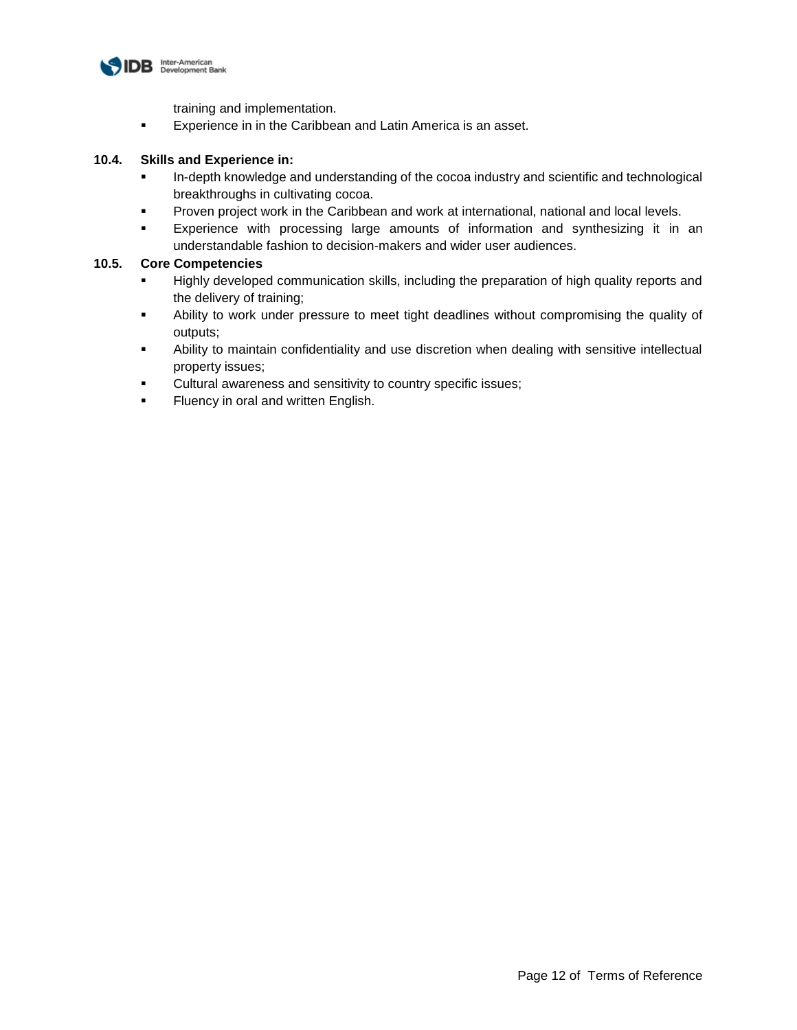training and implementation.

- Experience in in the Caribbean and Latin America is an asset.

**10.4. Skills and Experience in:**

- In-depth knowledge and understanding of the cocoa industry and scientific and technological breakthroughs in cultivating cocoa.
- Proven project work in the Caribbean and work at international, national and local levels.
- Experience with processing large amounts of information and synthesizing it in an understandable fashion to decision-makers and wider user audiences.

**10.5. Core Competencies**

- Highly developed communication skills, including the preparation of high quality reports and the delivery of training;
- Ability to work under pressure to meet tight deadlines without compromising the quality of outputs;
- Ability to maintain confidentiality and use discretion when dealing with sensitive intellectual property issues;
- Cultural awareness and sensitivity to country specific issues;
- Fluency in oral and written English.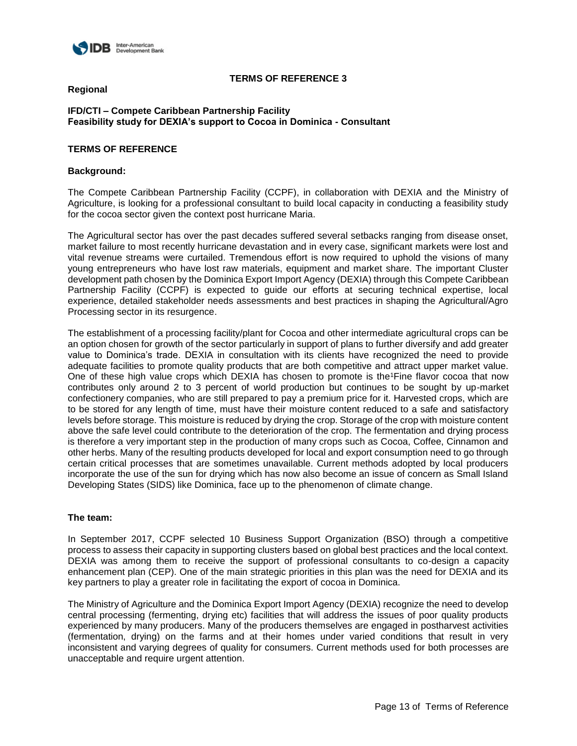**TERMS OF REFERENCE 3**

**Regional**

**IFD/CTI – Compete Caribbean Partnership Facility**
**Feasibility study for DEXIA's support to Cocoa in Dominica - Consultant**

**TERMS OF REFERENCE**

**Background:**

The Compete Caribbean Partnership Facility (CCPF), in collaboration with DEXIA and the Ministry of Agriculture, is looking for a professional consultant to build local capacity in conducting a feasibility study for the cocoa sector given the context post hurricane Maria.

The Agricultural sector has over the past decades suffered several setbacks ranging from disease onset, market failure to most recently hurricane devastation and in every case, significant markets were lost and vital revenue streams were curtailed. Tremendous effort is now required to uphold the visions of many young entrepreneurs who have lost raw materials, equipment and market share. The important Cluster development path chosen by the Dominica Export Import Agency (DEXIA) through this Compete Caribbean Partnership Facility (CCPF) is expected to guide our efforts at securing technical expertise, local experience, detailed stakeholder needs assessments and best practices in shaping the Agricultural/Agro Processing sector in its resurgence.

The establishment of a processing facility/plant for Cocoa and other intermediate agricultural crops can be an option chosen for growth of the sector particularly in support of plans to further diversify and add greater value to Dominica's trade. DEXIA in consultation with its clients have recognized the need to provide adequate facilities to promote quality products that are both competitive and attract upper market value. One of these high value crops which DEXIA has chosen to promote is the[1]Fine flavor cocoa that now contributes only around 2 to 3 percent of world production but continues to be sought by up-market confectionery companies, who are still prepared to pay a premium price for it. Harvested crops, which are to be stored for any length of time, must have their moisture content reduced to a safe and satisfactory levels before storage. This moisture is reduced by drying the crop. Storage of the crop with moisture content above the safe level could contribute to the deterioration of the crop. The fermentation and drying process is therefore a very important step in the production of many crops such as Cocoa, Coffee, Cinnamon and other herbs. Many of the resulting products developed for local and export consumption need to go through certain critical processes that are sometimes unavailable. Current methods adopted by local producers incorporate the use of the sun for drying which has now also become an issue of concern as Small Island Developing States (SIDS) like Dominica, face up to the phenomenon of climate change.

**The team:**

In September 2017, CCPF selected 10 Business Support Organization (BSO) through a competitive process to assess their capacity in supporting clusters based on global best practices and the local context. DEXIA was among them to receive the support of professional consultants to co-design a capacity enhancement plan (CEP). One of the main strategic priorities in this plan was the need for DEXIA and its key partners to play a greater role in facilitating the export of cocoa in Dominica.

The Ministry of Agriculture and the Dominica Export Import Agency (DEXIA) recognize the need to develop central processing (fermenting, drying etc) facilities that will address the issues of poor quality products experienced by many producers. Many of the producers themselves are engaged in postharvest activities (fermentation, drying) on the farms and at their homes under varied conditions that result in very inconsistent and varying degrees of quality for consumers. Current methods used for both processes are unacceptable and require urgent attention.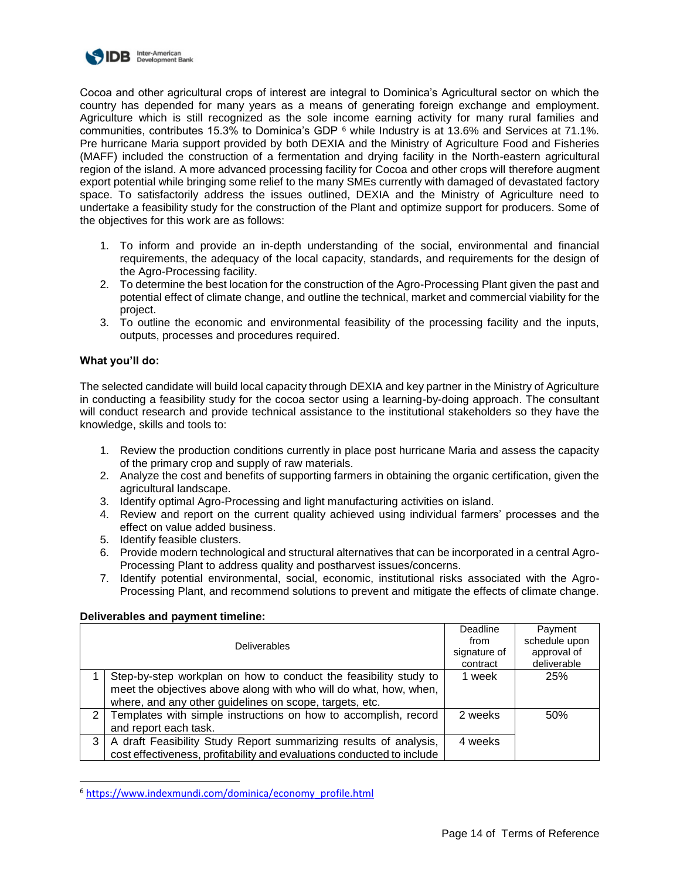Cocoa and other agricultural crops of interest are integral to Dominica's Agricultural sector on which the country has depended for many years as a means of generating foreign exchange and employment. Agriculture which is still recognized as the sole income earning activity for many rural families and communities, contributes 15.3% to Dominica's GDP [6] while Industry is at 13.6% and Services at 71.1%. Pre hurricane Maria support provided by both DEXIA and the Ministry of Agriculture Food and Fisheries (MAFF) included the construction of a fermentation and drying facility in the North-eastern agricultural region of the island. A more advanced processing facility for Cocoa and other crops will therefore augment export potential while bringing some relief to the many SMEs currently with damaged of devastated factory space. To satisfactorily address the issues outlined, DEXIA and the Ministry of Agriculture need to undertake a feasibility study for the construction of the Plant and optimize support for producers. Some of the objectives for this work are as follows:

1. To inform and provide an in-depth understanding of the social, environmental and financial requirements, the adequacy of the local capacity, standards, and requirements for the design of the Agro-Processing facility.
2. To determine the best location for the construction of the Agro-Processing Plant given the past and potential effect of climate change, and outline the technical, market and commercial viability for the project.
3. To outline the economic and environmental feasibility of the processing facility and the inputs, outputs, processes and procedures required.

**What you'll do:**

The selected candidate will build local capacity through DEXIA and key partner in the Ministry of Agriculture in conducting a feasibility study for the cocoa sector using a learning-by-doing approach. The consultant will conduct research and provide technical assistance to the institutional stakeholders so they have the knowledge, skills and tools to:

1. Review the production conditions currently in place post hurricane Maria and assess the capacity of the primary crop and supply of raw materials.
2. Analyze the cost and benefits of supporting farmers in obtaining the organic certification, given the agricultural landscape.
3. Identify optimal Agro-Processing and light manufacturing activities on island.
4. Review and report on the current quality achieved using individual farmers' processes and the effect on value added business.
5. Identify feasible clusters.
6. Provide modern technological and structural alternatives that can be incorporated in a central Agro-Processing Plant to address quality and postharvest issues/concerns.
7. Identify potential environmental, social, economic, institutional risks associated with the Agro-Processing Plant, and recommend solutions to prevent and mitigate the effects of climate change.

**Deliverables and payment timeline:**

| | Deliverables | Deadline from signature of contract | Payment schedule upon approval of deliverable |
|---|---|---|---|
| 1 | Step-by-step workplan on how to conduct the feasibility study to meet the objectives above along with who will do what, how, when, where, and any other guidelines on scope, targets, etc. | 1 week | 25% |
| 2 | Templates with simple instructions on how to accomplish, record and report each task. | 2 weeks | 50% |
| 3 | A draft Feasibility Study Report summarizing results of analysis, cost effectiveness, profitability and evaluations conducted to include | 4 weeks | |

[6] https://www.indexmundi.com/dominica/economy_profile.html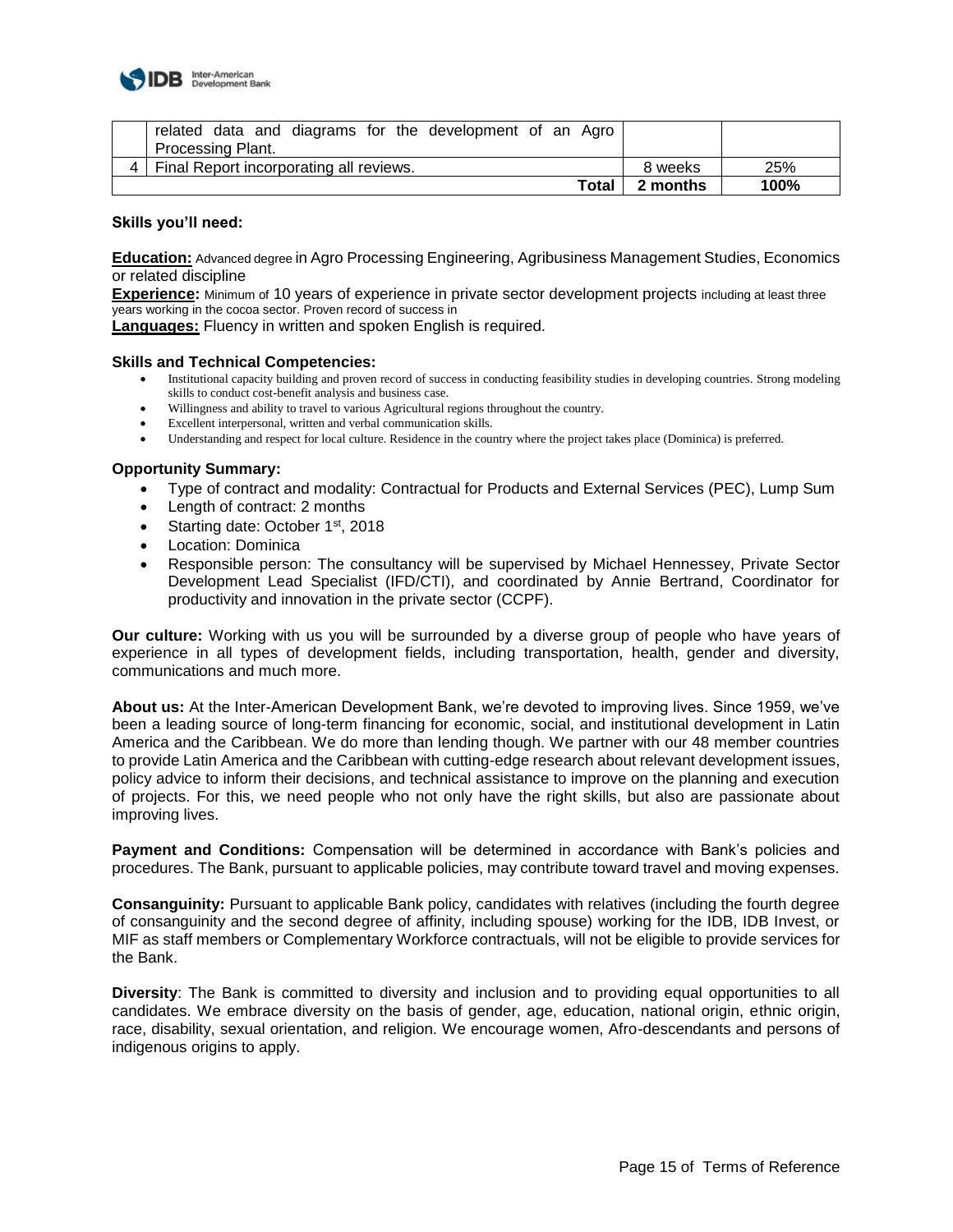| | | | |
|---|---|---|---|
| | related data and diagrams for the development of an Agro Processing Plant. | | |
| 4 | Final Report incorporating all reviews. | 8 weeks | 25% |
| | **Total** | **2 months** | **100%** |

**Skills you'll need:**

**Education:** Advanced degree in Agro Processing Engineering, Agribusiness Management Studies, Economics or related discipline

**Experience:** Minimum of 10 years of experience in private sector development projects including at least three years working in the cocoa sector. Proven record of success in

**Languages:** Fluency in written and spoken English is required.

**Skills and Technical Competencies:**

- Institutional capacity building and proven record of success in conducting feasibility studies in developing countries. Strong modeling skills to conduct cost-benefit analysis and business case.
- Willingness and ability to travel to various Agricultural regions throughout the country.
- Excellent interpersonal, written and verbal communication skills.
- Understanding and respect for local culture. Residence in the country where the project takes place (Dominica) is preferred.

**Opportunity Summary:**

- Type of contract and modality: Contractual for Products and External Services (PEC), Lump Sum
- Length of contract: 2 months
- Starting date: October 1st, 2018
- Location: Dominica
- Responsible person: The consultancy will be supervised by Michael Hennessey, Private Sector Development Lead Specialist (IFD/CTI), and coordinated by Annie Bertrand, Coordinator for productivity and innovation in the private sector (CCPF).

**Our culture:** Working with us you will be surrounded by a diverse group of people who have years of experience in all types of development fields, including transportation, health, gender and diversity, communications and much more.

**About us:** At the Inter-American Development Bank, we're devoted to improving lives. Since 1959, we've been a leading source of long-term financing for economic, social, and institutional development in Latin America and the Caribbean. We do more than lending though. We partner with our 48 member countries to provide Latin America and the Caribbean with cutting-edge research about relevant development issues, policy advice to inform their decisions, and technical assistance to improve on the planning and execution of projects. For this, we need people who not only have the right skills, but also are passionate about improving lives.

**Payment and Conditions:** Compensation will be determined in accordance with Bank's policies and procedures. The Bank, pursuant to applicable policies, may contribute toward travel and moving expenses.

**Consanguinity:** Pursuant to applicable Bank policy, candidates with relatives (including the fourth degree of consanguinity and the second degree of affinity, including spouse) working for the IDB, IDB Invest, or MIF as staff members or Complementary Workforce contractuals, will not be eligible to provide services for the Bank.

**Diversity**: The Bank is committed to diversity and inclusion and to providing equal opportunities to all candidates. We embrace diversity on the basis of gender, age, education, national origin, ethnic origin, race, disability, sexual orientation, and religion. We encourage women, Afro-descendants and persons of indigenous origins to apply.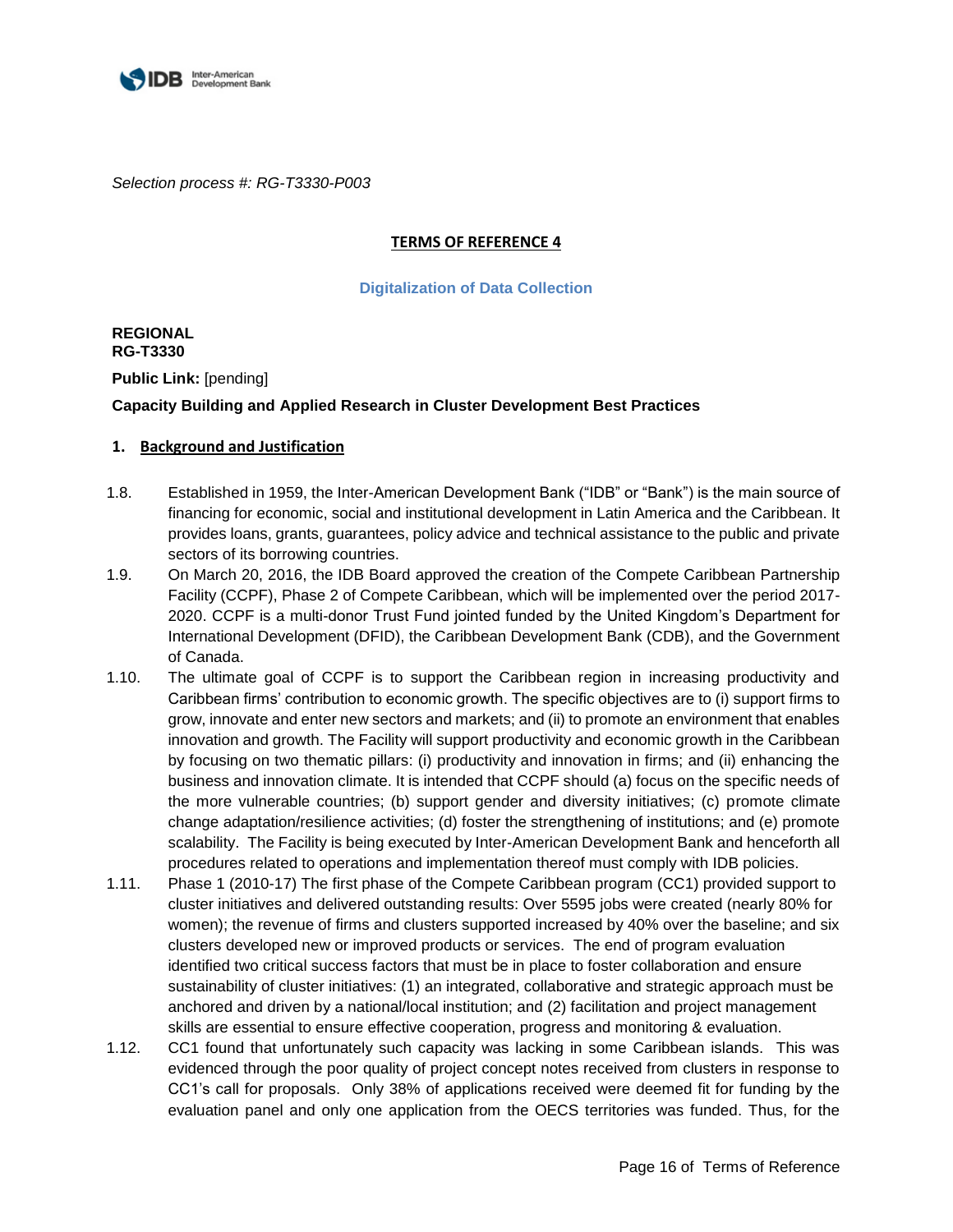Selection process #: RG-T3330-P003

**TERMS OF REFERENCE 4**

**Digitalization of Data Collection**

**REGIONAL**
**RG-T3330**

**Public Link:** [pending]

**Capacity Building and Applied Research in Cluster Development Best Practices**

## 1. Background and Justification

1.8. Established in 1959, the Inter-American Development Bank ("IDB" or "Bank") is the main source of financing for economic, social and institutional development in Latin America and the Caribbean. It provides loans, grants, guarantees, policy advice and technical assistance to the public and private sectors of its borrowing countries.

1.9. On March 20, 2016, the IDB Board approved the creation of the Compete Caribbean Partnership Facility (CCPF), Phase 2 of Compete Caribbean, which will be implemented over the period 2017-2020. CCPF is a multi-donor Trust Fund jointed funded by the United Kingdom's Department for International Development (DFID), the Caribbean Development Bank (CDB), and the Government of Canada.

1.10. The ultimate goal of CCPF is to support the Caribbean region in increasing productivity and Caribbean firms' contribution to economic growth. The specific objectives are to (i) support firms to grow, innovate and enter new sectors and markets; and (ii) to promote an environment that enables innovation and growth. The Facility will support productivity and economic growth in the Caribbean by focusing on two thematic pillars: (i) productivity and innovation in firms; and (ii) enhancing the business and innovation climate. It is intended that CCPF should (a) focus on the specific needs of the more vulnerable countries; (b) support gender and diversity initiatives; (c) promote climate change adaptation/resilience activities; (d) foster the strengthening of institutions; and (e) promote scalability. The Facility is being executed by Inter-American Development Bank and henceforth all procedures related to operations and implementation thereof must comply with IDB policies.

1.11. Phase 1 (2010-17) The first phase of the Compete Caribbean program (CC1) provided support to cluster initiatives and delivered outstanding results: Over 5595 jobs were created (nearly 80% for women); the revenue of firms and clusters supported increased by 40% over the baseline; and six clusters developed new or improved products or services. The end of program evaluation identified two critical success factors that must be in place to foster collaboration and ensure sustainability of cluster initiatives: (1) an integrated, collaborative and strategic approach must be anchored and driven by a national/local institution; and (2) facilitation and project management skills are essential to ensure effective cooperation, progress and monitoring & evaluation.

1.12. CC1 found that unfortunately such capacity was lacking in some Caribbean islands. This was evidenced through the poor quality of project concept notes received from clusters in response to CC1's call for proposals. Only 38% of applications received were deemed fit for funding by the evaluation panel and only one application from the OECS territories was funded. Thus, for the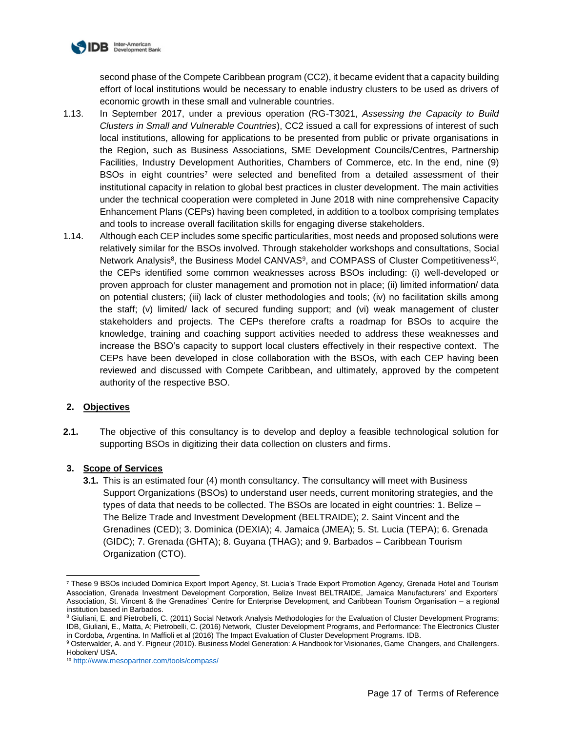second phase of the Compete Caribbean program (CC2), it became evident that a capacity building effort of local institutions would be necessary to enable industry clusters to be used as drivers of economic growth in these small and vulnerable countries.

1.13. In September 2017, under a previous operation (RG-T3021, *Assessing the Capacity to Build Clusters in Small and Vulnerable Countries*), CC2 issued a call for expressions of interest of such local institutions, allowing for applications to be presented from public or private organisations in the Region, such as Business Associations, SME Development Councils/Centres, Partnership Facilities, Industry Development Authorities, Chambers of Commerce, etc. In the end, nine (9) BSOs in eight countries[7] were selected and benefited from a detailed assessment of their institutional capacity in relation to global best practices in cluster development. The main activities under the technical cooperation were completed in June 2018 with nine comprehensive Capacity Enhancement Plans (CEPs) having been completed, in addition to a toolbox comprising templates and tools to increase overall facilitation skills for engaging diverse stakeholders.

1.14. Although each CEP includes some specific particularities, most needs and proposed solutions were relatively similar for the BSOs involved. Through stakeholder workshops and consultations, Social Network Analysis[8], the Business Model CANVAS[9], and COMPASS of Cluster Competitiveness[10], the CEPs identified some common weaknesses across BSOs including: (i) well-developed or proven approach for cluster management and promotion not in place; (ii) limited information/ data on potential clusters; (iii) lack of cluster methodologies and tools; (iv) no facilitation skills among the staff; (v) limited/ lack of secured funding support; and (vi) weak management of cluster stakeholders and projects. The CEPs therefore crafts a roadmap for BSOs to acquire the knowledge, training and coaching support activities needed to address these weaknesses and increase the BSO's capacity to support local clusters effectively in their respective context. The CEPs have been developed in close collaboration with the BSOs, with each CEP having been reviewed and discussed with Compete Caribbean, and ultimately, approved by the competent authority of the respective BSO.

## 2. Objectives

**2.1.** The objective of this consultancy is to develop and deploy a feasible technological solution for supporting BSOs in digitizing their data collection on clusters and firms.

## 3. Scope of Services

**3.1.** This is an estimated four (4) month consultancy. The consultancy will meet with Business Support Organizations (BSOs) to understand user needs, current monitoring strategies, and the types of data that needs to be collected. The BSOs are located in eight countries: 1. Belize – The Belize Trade and Investment Development (BELTRAIDE); 2. Saint Vincent and the Grenadines (CED); 3. Dominica (DEXIA); 4. Jamaica (JMEA); 5. St. Lucia (TEPA); 6. Grenada (GIDC); 7. Grenada (GHTA); 8. Guyana (THAG); and 9. Barbados – Caribbean Tourism Organization (CTO).

---

[7] These 9 BSOs included Dominica Export Import Agency, St. Lucia's Trade Export Promotion Agency, Grenada Hotel and Tourism Association, Grenada Investment Development Corporation, Belize Invest BELTRAIDE, Jamaica Manufacturers' and Exporters' Association, St. Vincent & the Grenadines' Centre for Enterprise Development, and Caribbean Tourism Organisation – a regional institution based in Barbados.

[8] Giuliani, E. and Pietrobelli, C. (2011) Social Network Analysis Methodologies for the Evaluation of Cluster Development Programs; IDB, Giuliani, E., Matta, A; Pietrobelli, C. (2016) Network, Cluster Development Programs, and Performance: The Electronics Cluster in Cordoba, Argentina. In Maffioli et al (2016) The Impact Evaluation of Cluster Development Programs. IDB.

[9] Osterwalder, A. and Y. Pigneur (2010). Business Model Generation: A Handbook for Visionaries, Game Changers, and Challengers. Hoboken/ USA.

[10] http://www.mesopartner.com/tools/compass/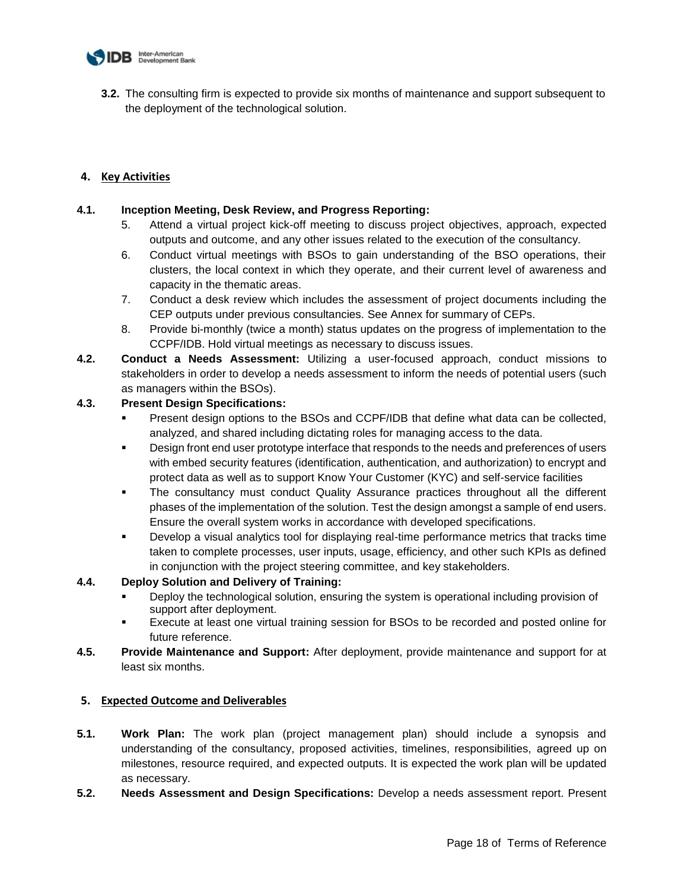**3.2.** The consulting firm is expected to provide six months of maintenance and support subsequent to the deployment of the technological solution.

## 4. Key Activities

**4.1. Inception Meeting, Desk Review, and Progress Reporting:**

5. Attend a virtual project kick-off meeting to discuss project objectives, approach, expected outputs and outcome, and any other issues related to the execution of the consultancy.
6. Conduct virtual meetings with BSOs to gain understanding of the BSO operations, their clusters, the local context in which they operate, and their current level of awareness and capacity in the thematic areas.
7. Conduct a desk review which includes the assessment of project documents including the CEP outputs under previous consultancies. See Annex for summary of CEPs.
8. Provide bi-monthly (twice a month) status updates on the progress of implementation to the CCPF/IDB. Hold virtual meetings as necessary to discuss issues.

**4.2. Conduct a Needs Assessment:** Utilizing a user-focused approach, conduct missions to stakeholders in order to develop a needs assessment to inform the needs of potential users (such as managers within the BSOs).

**4.3. Present Design Specifications:**

- Present design options to the BSOs and CCPF/IDB that define what data can be collected, analyzed, and shared including dictating roles for managing access to the data.
- Design front end user prototype interface that responds to the needs and preferences of users with embed security features (identification, authentication, and authorization) to encrypt and protect data as well as to support Know Your Customer (KYC) and self-service facilities
- The consultancy must conduct Quality Assurance practices throughout all the different phases of the implementation of the solution. Test the design amongst a sample of end users. Ensure the overall system works in accordance with developed specifications.
- Develop a visual analytics tool for displaying real-time performance metrics that tracks time taken to complete processes, user inputs, usage, efficiency, and other such KPIs as defined in conjunction with the project steering committee, and key stakeholders.

**4.4. Deploy Solution and Delivery of Training:**

- Deploy the technological solution, ensuring the system is operational including provision of support after deployment.
- Execute at least one virtual training session for BSOs to be recorded and posted online for future reference.

**4.5. Provide Maintenance and Support:** After deployment, provide maintenance and support for at least six months.

## 5. Expected Outcome and Deliverables

**5.1. Work Plan:** The work plan (project management plan) should include a synopsis and understanding of the consultancy, proposed activities, timelines, responsibilities, agreed up on milestones, resource required, and expected outputs. It is expected the work plan will be updated as necessary.

**5.2. Needs Assessment and Design Specifications:** Develop a needs assessment report. Present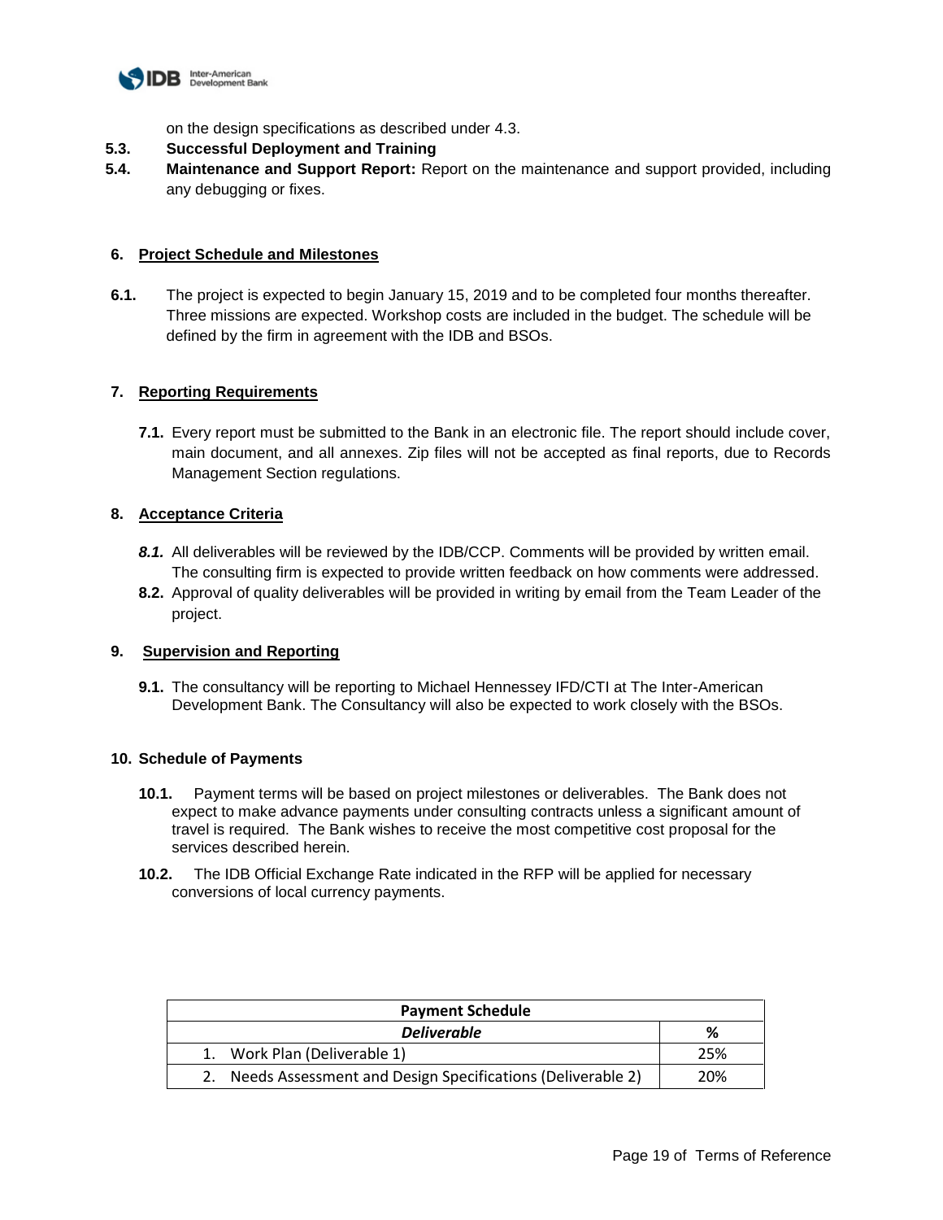on the design specifications as described under 4.3.

**5.3. Successful Deployment and Training**

**5.4. Maintenance and Support Report:** Report on the maintenance and support provided, including any debugging or fixes.

## 6. Project Schedule and Milestones

**6.1.** The project is expected to begin January 15, 2019 and to be completed four months thereafter. Three missions are expected. Workshop costs are included in the budget. The schedule will be defined by the firm in agreement with the IDB and BSOs.

## 7. Reporting Requirements

**7.1.** Every report must be submitted to the Bank in an electronic file. The report should include cover, main document, and all annexes. Zip files will not be accepted as final reports, due to Records Management Section regulations.

## 8. Acceptance Criteria

***8.1.*** All deliverables will be reviewed by the IDB/CCP. Comments will be provided by written email. The consulting firm is expected to provide written feedback on how comments were addressed.

**8.2.** Approval of quality deliverables will be provided in writing by email from the Team Leader of the project.

## 9. Supervision and Reporting

**9.1.** The consultancy will be reporting to Michael Hennessey IFD/CTI at The Inter-American Development Bank. The Consultancy will also be expected to work closely with the BSOs.

## 10. Schedule of Payments

**10.1.** Payment terms will be based on project milestones or deliverables. The Bank does not expect to make advance payments under consulting contracts unless a significant amount of travel is required. The Bank wishes to receive the most competitive cost proposal for the services described herein.

**10.2.** The IDB Official Exchange Rate indicated in the RFP will be applied for necessary conversions of local currency payments.

| **Payment Schedule** | |
|---|---|
| ***Deliverable*** | **%** |
| 1. Work Plan (Deliverable 1) | 25% |
| 2. Needs Assessment and Design Specifications (Deliverable 2) | 20% |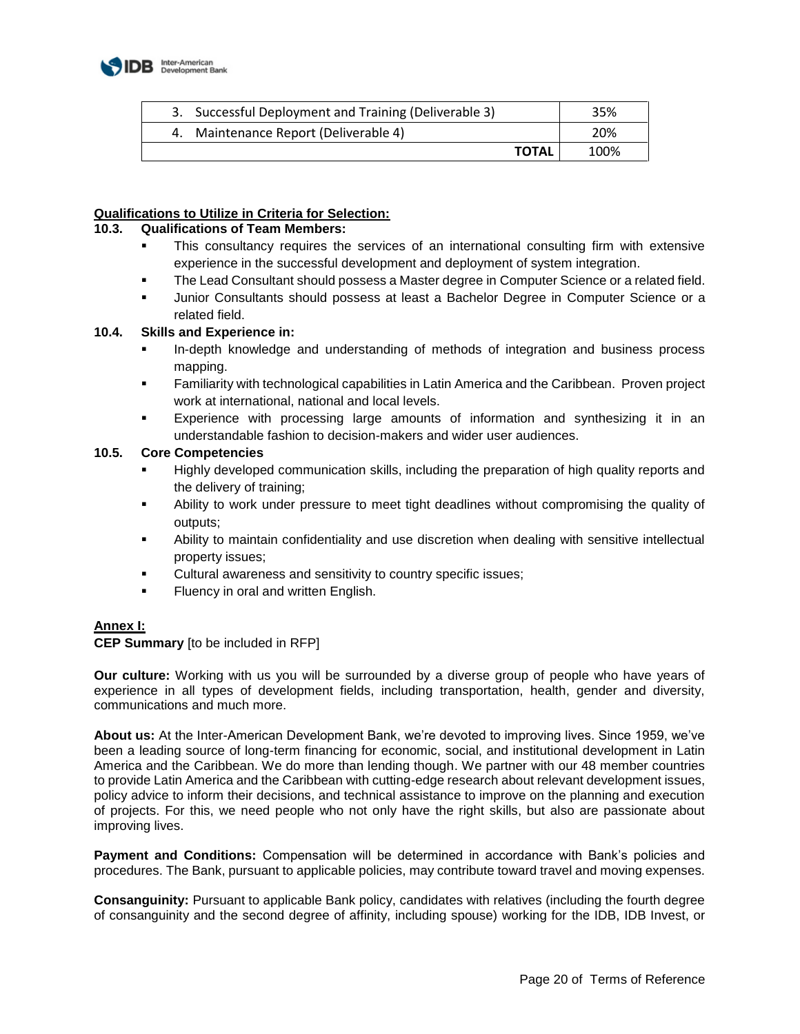| | |
|---|---|
| 3. Successful Deployment and Training (Deliverable 3) | 35% |
| 4. Maintenance Report (Deliverable 4) | 20% |
| **TOTAL** | 100% |

**Qualifications to Utilize in Criteria for Selection:**

**10.3. Qualifications of Team Members:**

- This consultancy requires the services of an international consulting firm with extensive experience in the successful development and deployment of system integration.
- The Lead Consultant should possess a Master degree in Computer Science or a related field.
- Junior Consultants should possess at least a Bachelor Degree in Computer Science or a related field.

**10.4. Skills and Experience in:**

- In-depth knowledge and understanding of methods of integration and business process mapping.
- Familiarity with technological capabilities in Latin America and the Caribbean. Proven project work at international, national and local levels.
- Experience with processing large amounts of information and synthesizing it in an understandable fashion to decision-makers and wider user audiences.

**10.5. Core Competencies**

- Highly developed communication skills, including the preparation of high quality reports and the delivery of training;
- Ability to work under pressure to meet tight deadlines without compromising the quality of outputs;
- Ability to maintain confidentiality and use discretion when dealing with sensitive intellectual property issues;
- Cultural awareness and sensitivity to country specific issues;
- Fluency in oral and written English.

**Annex I:**

**CEP Summary** [to be included in RFP]

**Our culture:** Working with us you will be surrounded by a diverse group of people who have years of experience in all types of development fields, including transportation, health, gender and diversity, communications and much more.

**About us:** At the Inter-American Development Bank, we're devoted to improving lives. Since 1959, we've been a leading source of long-term financing for economic, social, and institutional development in Latin America and the Caribbean. We do more than lending though. We partner with our 48 member countries to provide Latin America and the Caribbean with cutting-edge research about relevant development issues, policy advice to inform their decisions, and technical assistance to improve on the planning and execution of projects. For this, we need people who not only have the right skills, but also are passionate about improving lives.

**Payment and Conditions:** Compensation will be determined in accordance with Bank's policies and procedures. The Bank, pursuant to applicable policies, may contribute toward travel and moving expenses.

**Consanguinity:** Pursuant to applicable Bank policy, candidates with relatives (including the fourth degree of consanguinity and the second degree of affinity, including spouse) working for the IDB, IDB Invest, or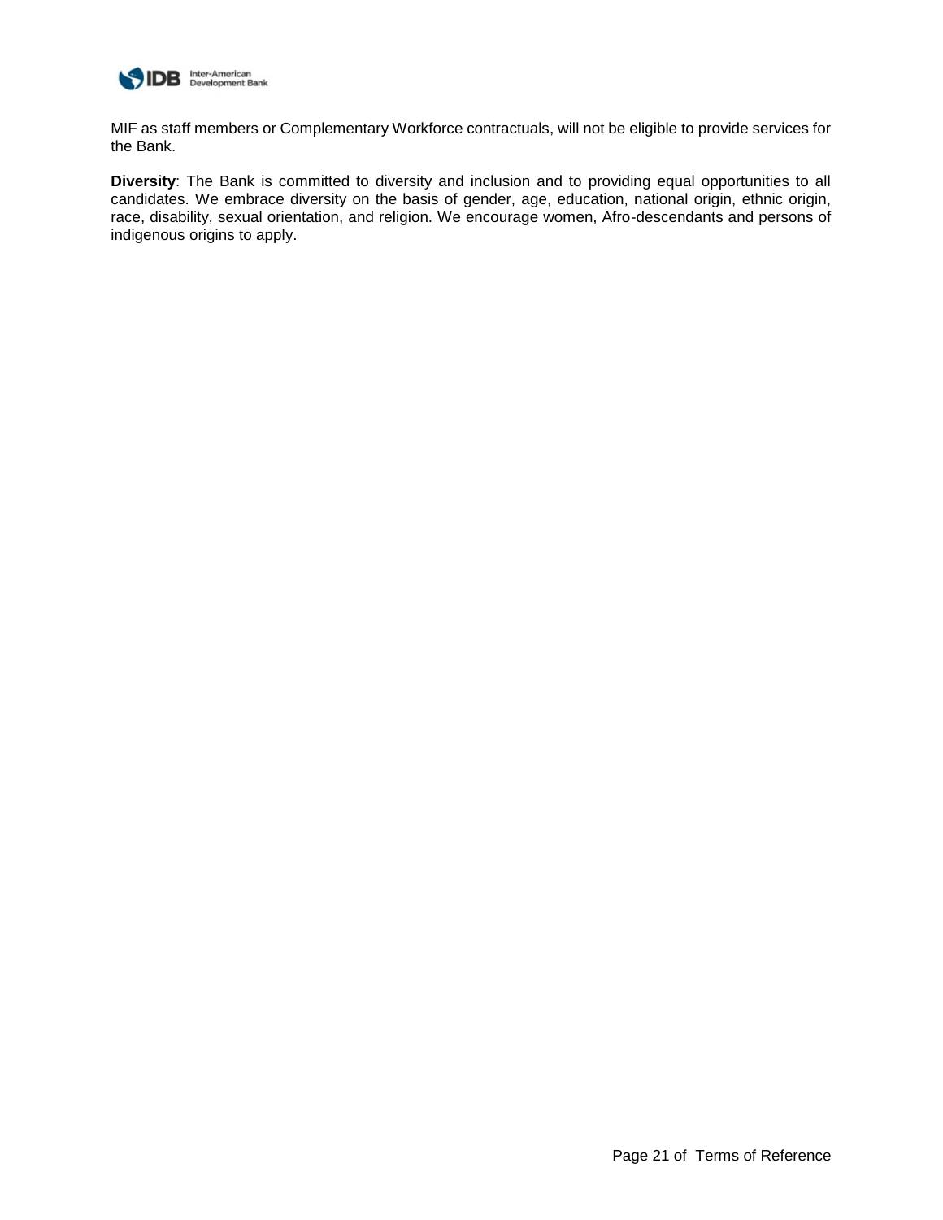MIF as staff members or Complementary Workforce contractuals, will not be eligible to provide services for the Bank.

**Diversity**: The Bank is committed to diversity and inclusion and to providing equal opportunities to all candidates. We embrace diversity on the basis of gender, age, education, national origin, ethnic origin, race, disability, sexual orientation, and religion. We encourage women, Afro-descendants and persons of indigenous origins to apply.